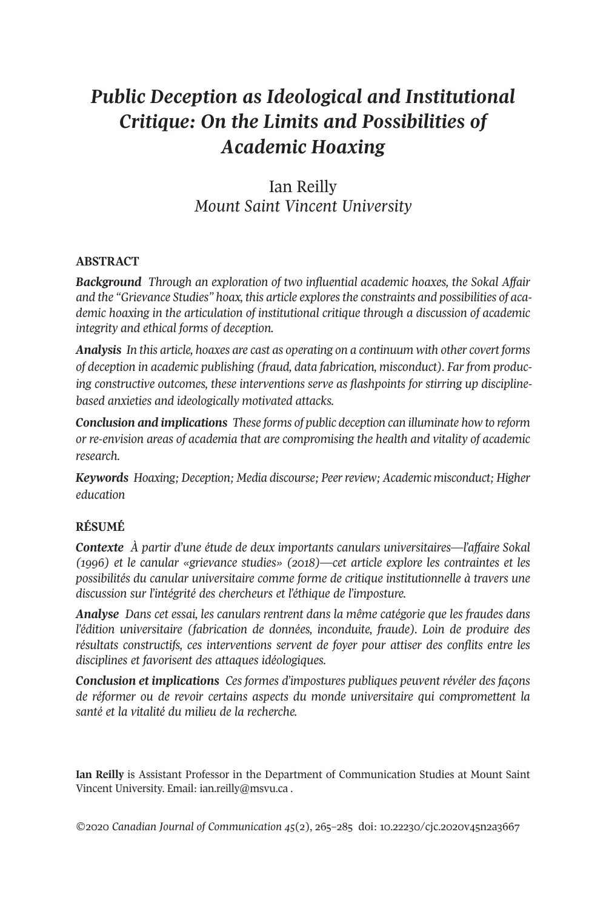# *Public Deception as Ideological and Institutional Critique: On the Limits and Possibilities of Academic Hoaxing*

Ian Reilly
*Mount Saint Vincent University*

## ABSTRACT

***Background*** *Through an exploration of two influential academic hoaxes, the Sokal Affair and the "Grievance Studies" hoax, this article explores the constraints and possibilities of academic hoaxing in the articulation of institutional critique through a discussion of academic integrity and ethical forms of deception.*

***Analysis*** *In this article, hoaxes are cast as operating on a continuum with other covert forms of deception in academic publishing (fraud, data fabrication, misconduct). Far from producing constructive outcomes, these interventions serve as flashpoints for stirring up discipline-based anxieties and ideologically motivated attacks.*

***Conclusion and implications*** *These forms of public deception can illuminate how to reform or re-envision areas of academia that are compromising the health and vitality of academic research.*

***Keywords*** *Hoaxing; Deception; Media discourse; Peer review; Academic misconduct; Higher education*

## RÉSUMÉ

***Contexte*** *À partir d'une étude de deux importants canulars universitaires—l'affaire Sokal (1996) et le canular «grievance studies» (2018)—cet article explore les contraintes et les possibilités du canular universitaire comme forme de critique institutionnelle à travers une discussion sur l'intégrité des chercheurs et l'éthique de l'imposture.*

***Analyse*** *Dans cet essai, les canulars rentrent dans la même catégorie que les fraudes dans l'édition universitaire (fabrication de données, inconduite, fraude). Loin de produire des résultats constructifs, ces interventions servent de foyer pour attiser des conflits entre les disciplines et favorisent des attaques idéologiques.*

***Conclusion et implications*** *Ces formes d'impostures publiques peuvent révéler des façons de réformer ou de revoir certains aspects du monde universitaire qui compromettent la santé et la vitalité du milieu de la recherche.*

**Ian Reilly** is Assistant Professor in the Department of Communication Studies at Mount Saint Vincent University. Email: ian.reilly@msvu.ca .

©2020 *Canadian Journal of Communication 45*(2), 265–285 doi: 10.22230/cjc.2020v45n2a3667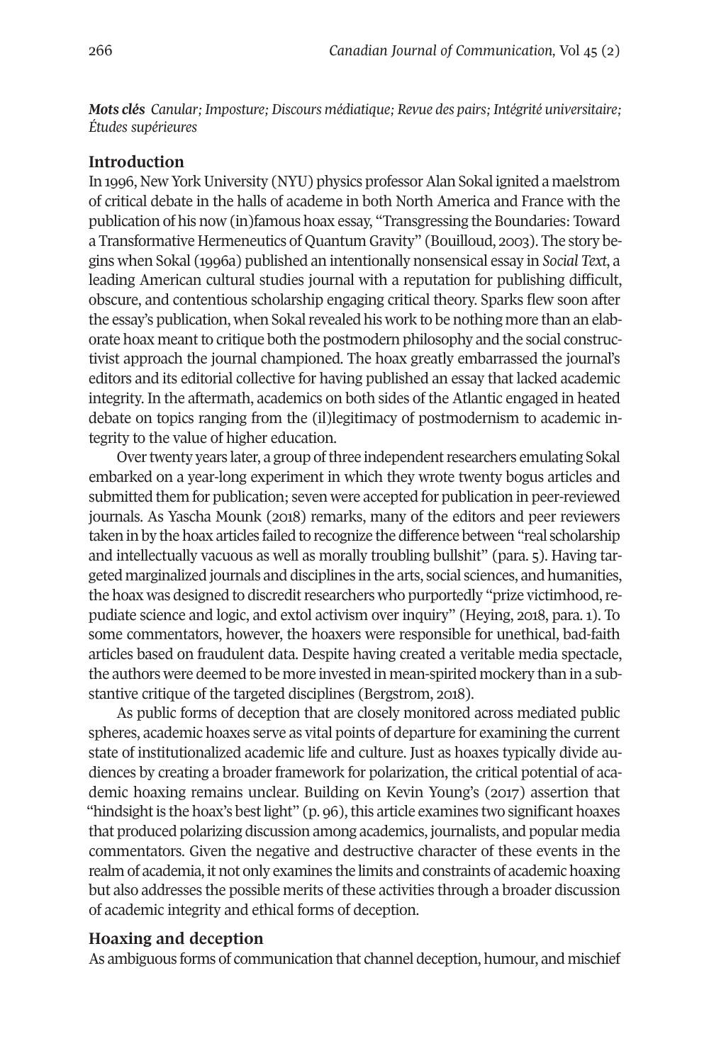***Mots clés*** *Canular; Imposture; Discours médiatique; Revue des pairs; Intégrité universitaire; Études supérieures*

## Introduction

In 1996, New York University (NYU) physics professor Alan Sokal ignited a maelstrom of critical debate in the halls of academe in both North America and France with the publication of his now (in)famous hoax essay, "Transgressing the Boundaries: Toward a Transformative Hermeneutics of Quantum Gravity" (Bouilloud, 2003). The story begins when Sokal (1996a) published an intentionally nonsensical essay in *Social Text*, a leading American cultural studies journal with a reputation for publishing difficult, obscure, and contentious scholarship engaging critical theory. Sparks flew soon after the essay's publication, when Sokal revealed his work to be nothing more than an elaborate hoax meant to critique both the postmodern philosophy and the social constructivist approach the journal championed. The hoax greatly embarrassed the journal's editors and its editorial collective for having published an essay that lacked academic integrity. In the aftermath, academics on both sides of the Atlantic engaged in heated debate on topics ranging from the (il)legitimacy of postmodernism to academic integrity to the value of higher education.

Over twenty years later, a group of three independent researchers emulating Sokal embarked on a year-long experiment in which they wrote twenty bogus articles and submitted them for publication; seven were accepted for publication in peer-reviewed journals. As Yascha Mounk (2018) remarks, many of the editors and peer reviewers taken in by the hoax articles failed to recognize the difference between "real scholarship and intellectually vacuous as well as morally troubling bullshit" (para. 5). Having targeted marginalized journals and disciplines in the arts, social sciences, and humanities, the hoax was designed to discredit researchers who purportedly "prize victimhood, repudiate science and logic, and extol activism over inquiry" (Heying, 2018, para. 1). To some commentators, however, the hoaxers were responsible for unethical, bad-faith articles based on fraudulent data. Despite having created a veritable media spectacle, the authors were deemed to be more invested in mean-spirited mockery than in a substantive critique of the targeted disciplines (Bergstrom, 2018).

As public forms of deception that are closely monitored across mediated public spheres, academic hoaxes serve as vital points of departure for examining the current state of institutionalized academic life and culture. Just as hoaxes typically divide audiences by creating a broader framework for polarization, the critical potential of academic hoaxing remains unclear. Building on Kevin Young's (2017) assertion that "hindsight is the hoax's best light" (p. 96), this article examines two significant hoaxes that produced polarizing discussion among academics, journalists, and popular media commentators. Given the negative and destructive character of these events in the realm of academia, it not only examines the limits and constraints of academic hoaxing but also addresses the possible merits of these activities through a broader discussion of academic integrity and ethical forms of deception.

## Hoaxing and deception

As ambiguous forms of communication that channel deception, humour, and mischief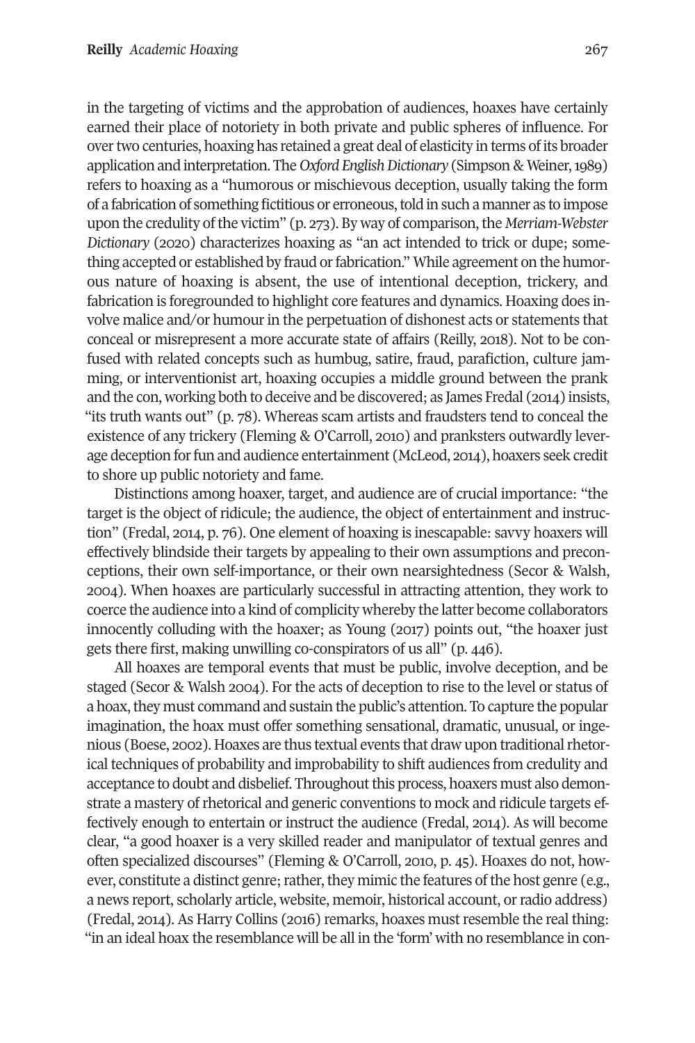in the targeting of victims and the approbation of audiences, hoaxes have certainly earned their place of notoriety in both private and public spheres of influence. For over two centuries, hoaxing has retained a great deal of elasticity in terms of its broader application and interpretation. The *Oxford English Dictionary* (Simpson & Weiner, 1989) refers to hoaxing as a "humorous or mischievous deception, usually taking the form of a fabrication of something fictitious or erroneous, told in such a manner as to impose upon the credulity of the victim" (p. 273). By way of comparison, the *Merriam-Webster Dictionary* (2020) characterizes hoaxing as "an act intended to trick or dupe; something accepted or established by fraud or fabrication." While agreement on the humorous nature of hoaxing is absent, the use of intentional deception, trickery, and fabrication is foregrounded to highlight core features and dynamics. Hoaxing does involve malice and/or humour in the perpetuation of dishonest acts or statements that conceal or misrepresent a more accurate state of affairs (Reilly, 2018). Not to be confused with related concepts such as humbug, satire, fraud, parafiction, culture jamming, or interventionist art, hoaxing occupies a middle ground between the prank and the con, working both to deceive and be discovered; as James Fredal (2014) insists, "its truth wants out" (p. 78). Whereas scam artists and fraudsters tend to conceal the existence of any trickery (Fleming & O'Carroll, 2010) and pranksters outwardly leverage deception for fun and audience entertainment (McLeod, 2014), hoaxers seek credit to shore up public notoriety and fame.

Distinctions among hoaxer, target, and audience are of crucial importance: "the target is the object of ridicule; the audience, the object of entertainment and instruction" (Fredal, 2014, p. 76). One element of hoaxing is inescapable: savvy hoaxers will effectively blindside their targets by appealing to their own assumptions and preconceptions, their own self-importance, or their own nearsightedness (Secor & Walsh, 2004). When hoaxes are particularly successful in attracting attention, they work to coerce the audience into a kind of complicity whereby the latter become collaborators innocently colluding with the hoaxer; as Young (2017) points out, "the hoaxer just gets there first, making unwilling co-conspirators of us all" (p. 446).

All hoaxes are temporal events that must be public, involve deception, and be staged (Secor & Walsh 2004). For the acts of deception to rise to the level or status of a hoax, they must command and sustain the public's attention. To capture the popular imagination, the hoax must offer something sensational, dramatic, unusual, or ingenious (Boese, 2002). Hoaxes are thus textual events that draw upon traditional rhetorical techniques of probability and improbability to shift audiences from credulity and acceptance to doubt and disbelief. Throughout this process, hoaxers must also demonstrate a mastery of rhetorical and generic conventions to mock and ridicule targets effectively enough to entertain or instruct the audience (Fredal, 2014). As will become clear, "a good hoaxer is a very skilled reader and manipulator of textual genres and often specialized discourses" (Fleming & O'Carroll, 2010, p. 45). Hoaxes do not, however, constitute a distinct genre; rather, they mimic the features of the host genre (e.g., a news report, scholarly article, website, memoir, historical account, or radio address) (Fredal, 2014). As Harry Collins (2016) remarks, hoaxes must resemble the real thing: "in an ideal hoax the resemblance will be all in the 'form' with no resemblance in con-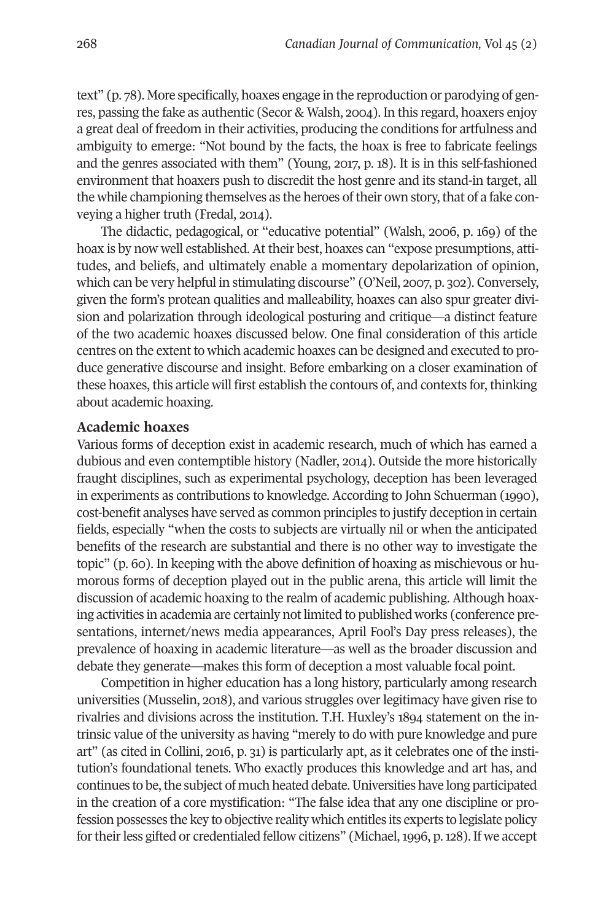text" (p. 78). More specifically, hoaxes engage in the reproduction or parodying of genres, passing the fake as authentic (Secor & Walsh, 2004). In this regard, hoaxers enjoy a great deal of freedom in their activities, producing the conditions for artfulness and ambiguity to emerge: "Not bound by the facts, the hoax is free to fabricate feelings and the genres associated with them" (Young, 2017, p. 18). It is in this self-fashioned environment that hoaxers push to discredit the host genre and its stand-in target, all the while championing themselves as the heroes of their own story, that of a fake conveying a higher truth (Fredal, 2014).

The didactic, pedagogical, or "educative potential" (Walsh, 2006, p. 169) of the hoax is by now well established. At their best, hoaxes can "expose presumptions, attitudes, and beliefs, and ultimately enable a momentary depolarization of opinion, which can be very helpful in stimulating discourse" (O'Neil, 2007, p. 302). Conversely, given the form's protean qualities and malleability, hoaxes can also spur greater division and polarization through ideological posturing and critique—a distinct feature of the two academic hoaxes discussed below. One final consideration of this article centres on the extent to which academic hoaxes can be designed and executed to produce generative discourse and insight. Before embarking on a closer examination of these hoaxes, this article will first establish the contours of, and contexts for, thinking about academic hoaxing.

## Academic hoaxes

Various forms of deception exist in academic research, much of which has earned a dubious and even contemptible history (Nadler, 2014). Outside the more historically fraught disciplines, such as experimental psychology, deception has been leveraged in experiments as contributions to knowledge. According to John Schuerman (1990), cost-benefit analyses have served as common principles to justify deception in certain fields, especially "when the costs to subjects are virtually nil or when the anticipated benefits of the research are substantial and there is no other way to investigate the topic" (p. 60). In keeping with the above definition of hoaxing as mischievous or humorous forms of deception played out in the public arena, this article will limit the discussion of academic hoaxing to the realm of academic publishing. Although hoaxing activities in academia are certainly not limited to published works (conference presentations, internet/news media appearances, April Fool's Day press releases), the prevalence of hoaxing in academic literature—as well as the broader discussion and debate they generate—makes this form of deception a most valuable focal point.

Competition in higher education has a long history, particularly among research universities (Musselin, 2018), and various struggles over legitimacy have given rise to rivalries and divisions across the institution. T.H. Huxley's 1894 statement on the intrinsic value of the university as having "merely to do with pure knowledge and pure art" (as cited in Collini, 2016, p. 31) is particularly apt, as it celebrates one of the institution's foundational tenets. Who exactly produces this knowledge and art has, and continues to be, the subject of much heated debate. Universities have long participated in the creation of a core mystification: "The false idea that any one discipline or profession possesses the key to objective reality which entitles its experts to legislate policy for their less gifted or credentialed fellow citizens" (Michael, 1996, p. 128). If we accept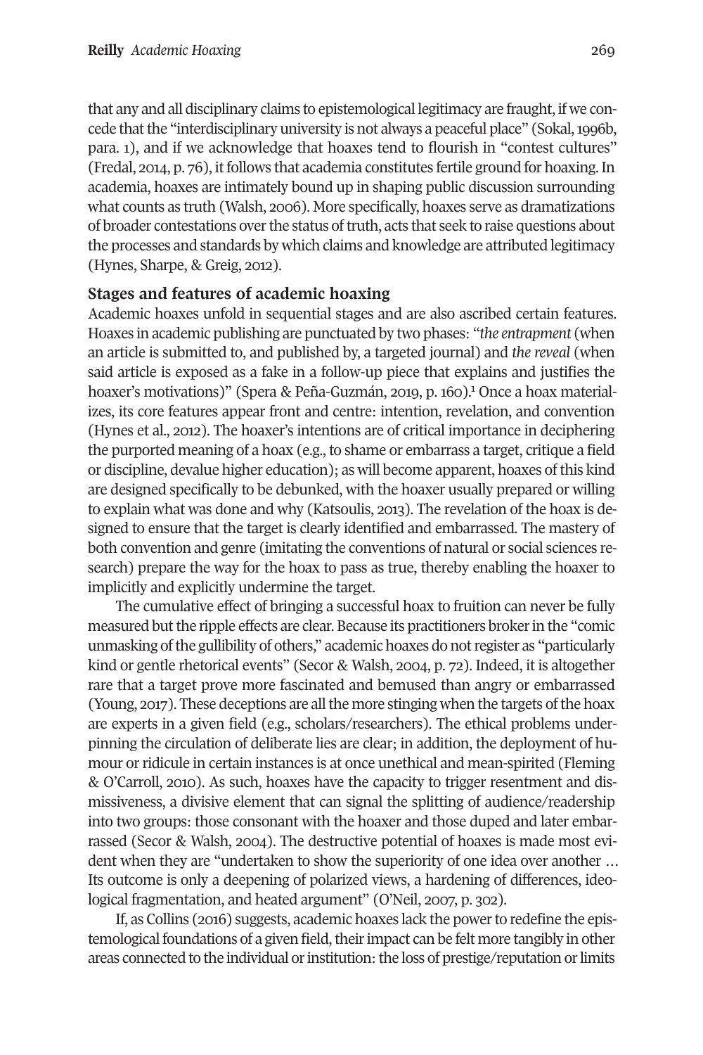that any and all disciplinary claims to epistemological legitimacy are fraught, if we concede that the "interdisciplinary university is not always a peaceful place" (Sokal, 1996b, para. 1), and if we acknowledge that hoaxes tend to flourish in "contest cultures" (Fredal, 2014, p. 76), it follows that academia constitutes fertile ground for hoaxing. In academia, hoaxes are intimately bound up in shaping public discussion surrounding what counts as truth (Walsh, 2006). More specifically, hoaxes serve as dramatizations of broader contestations over the status of truth, acts that seek to raise questions about the processes and standards by which claims and knowledge are attributed legitimacy (Hynes, Sharpe, & Greig, 2012).

## Stages and features of academic hoaxing

Academic hoaxes unfold in sequential stages and are also ascribed certain features. Hoaxes in academic publishing are punctuated by two phases: "*the entrapment* (when an article is submitted to, and published by, a targeted journal) and *the reveal* (when said article is exposed as a fake in a follow-up piece that explains and justifies the hoaxer's motivations)" (Spera & Peña-Guzmán, 2019, p. 160).[1] Once a hoax materializes, its core features appear front and centre: intention, revelation, and convention (Hynes et al., 2012). The hoaxer's intentions are of critical importance in deciphering the purported meaning of a hoax (e.g., to shame or embarrass a target, critique a field or discipline, devalue higher education); as will become apparent, hoaxes of this kind are designed specifically to be debunked, with the hoaxer usually prepared or willing to explain what was done and why (Katsoulis, 2013). The revelation of the hoax is designed to ensure that the target is clearly identified and embarrassed. The mastery of both convention and genre (imitating the conventions of natural or social sciences research) prepare the way for the hoax to pass as true, thereby enabling the hoaxer to implicitly and explicitly undermine the target.

The cumulative effect of bringing a successful hoax to fruition can never be fully measured but the ripple effects are clear. Because its practitioners broker in the "comic unmasking of the gullibility of others," academic hoaxes do not register as "particularly kind or gentle rhetorical events" (Secor & Walsh, 2004, p. 72). Indeed, it is altogether rare that a target prove more fascinated and bemused than angry or embarrassed (Young, 2017). These deceptions are all the more stinging when the targets of the hoax are experts in a given field (e.g., scholars/researchers). The ethical problems underpinning the circulation of deliberate lies are clear; in addition, the deployment of humour or ridicule in certain instances is at once unethical and mean-spirited (Fleming & O'Carroll, 2010). As such, hoaxes have the capacity to trigger resentment and dismissiveness, a divisive element that can signal the splitting of audience/readership into two groups: those consonant with the hoaxer and those duped and later embarrassed (Secor & Walsh, 2004). The destructive potential of hoaxes is made most evident when they are "undertaken to show the superiority of one idea over another … Its outcome is only a deepening of polarized views, a hardening of differences, ideological fragmentation, and heated argument" (O'Neil, 2007, p. 302).

If, as Collins (2016) suggests, academic hoaxes lack the power to redefine the epistemological foundations of a given field, their impact can be felt more tangibly in other areas connected to the individual or institution: the loss of prestige/reputation or limits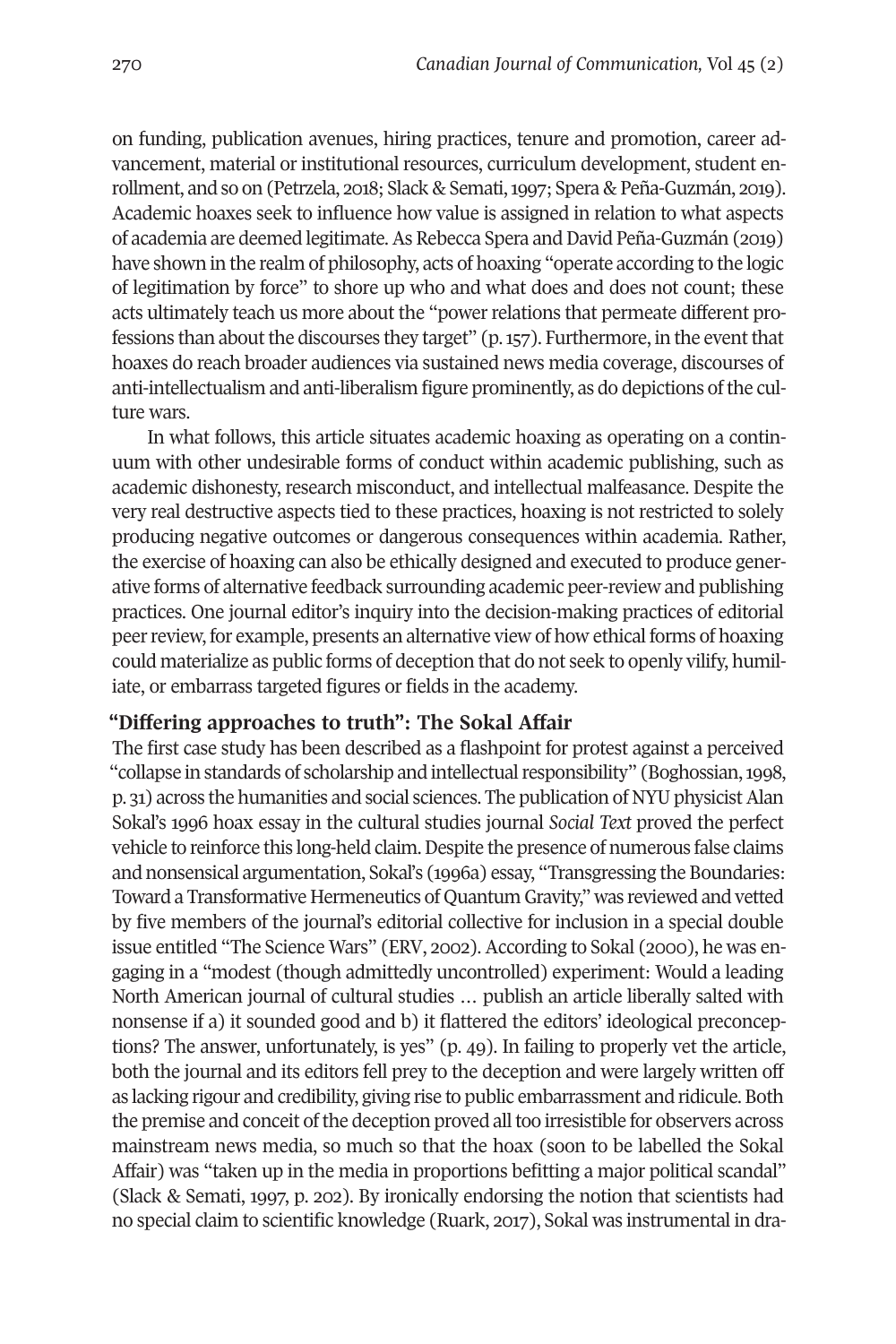on funding, publication avenues, hiring practices, tenure and promotion, career advancement, material or institutional resources, curriculum development, student enrollment, and so on (Petrzela, 2018; Slack & Semati, 1997; Spera & Peña-Guzmán, 2019). Academic hoaxes seek to influence how value is assigned in relation to what aspects of academia are deemed legitimate. As Rebecca Spera and David Peña-Guzmán (2019) have shown in the realm of philosophy, acts of hoaxing "operate according to the logic of legitimation by force" to shore up who and what does and does not count; these acts ultimately teach us more about the "power relations that permeate different professions than about the discourses they target" (p. 157). Furthermore, in the event that hoaxes do reach broader audiences via sustained news media coverage, discourses of anti-intellectualism and anti-liberalism figure prominently, as do depictions of the culture wars.

In what follows, this article situates academic hoaxing as operating on a continuum with other undesirable forms of conduct within academic publishing, such as academic dishonesty, research misconduct, and intellectual malfeasance. Despite the very real destructive aspects tied to these practices, hoaxing is not restricted to solely producing negative outcomes or dangerous consequences within academia. Rather, the exercise of hoaxing can also be ethically designed and executed to produce generative forms of alternative feedback surrounding academic peer-review and publishing practices. One journal editor's inquiry into the decision-making practices of editorial peer review, for example, presents an alternative view of how ethical forms of hoaxing could materialize as public forms of deception that do not seek to openly vilify, humiliate, or embarrass targeted figures or fields in the academy.

## "Differing approaches to truth": The Sokal Affair

The first case study has been described as a flashpoint for protest against a perceived "collapse in standards of scholarship and intellectual responsibility" (Boghossian, 1998, p. 31) across the humanities and social sciences. The publication of NYU physicist Alan Sokal's 1996 hoax essay in the cultural studies journal *Social Text* proved the perfect vehicle to reinforce this long-held claim. Despite the presence of numerous false claims and nonsensical argumentation, Sokal's (1996a) essay, "Transgressing the Boundaries: Toward a Transformative Hermeneutics of Quantum Gravity," was reviewed and vetted by five members of the journal's editorial collective for inclusion in a special double issue entitled "The Science Wars" (ERV, 2002). According to Sokal (2000), he was engaging in a "modest (though admittedly uncontrolled) experiment: Would a leading North American journal of cultural studies … publish an article liberally salted with nonsense if a) it sounded good and b) it flattered the editors' ideological preconceptions? The answer, unfortunately, is yes" (p. 49). In failing to properly vet the article, both the journal and its editors fell prey to the deception and were largely written off as lacking rigour and credibility, giving rise to public embarrassment and ridicule. Both the premise and conceit of the deception proved all too irresistible for observers across mainstream news media, so much so that the hoax (soon to be labelled the Sokal Affair) was "taken up in the media in proportions befitting a major political scandal" (Slack & Semati, 1997, p. 202). By ironically endorsing the notion that scientists had no special claim to scientific knowledge (Ruark, 2017), Sokal was instrumental in dra-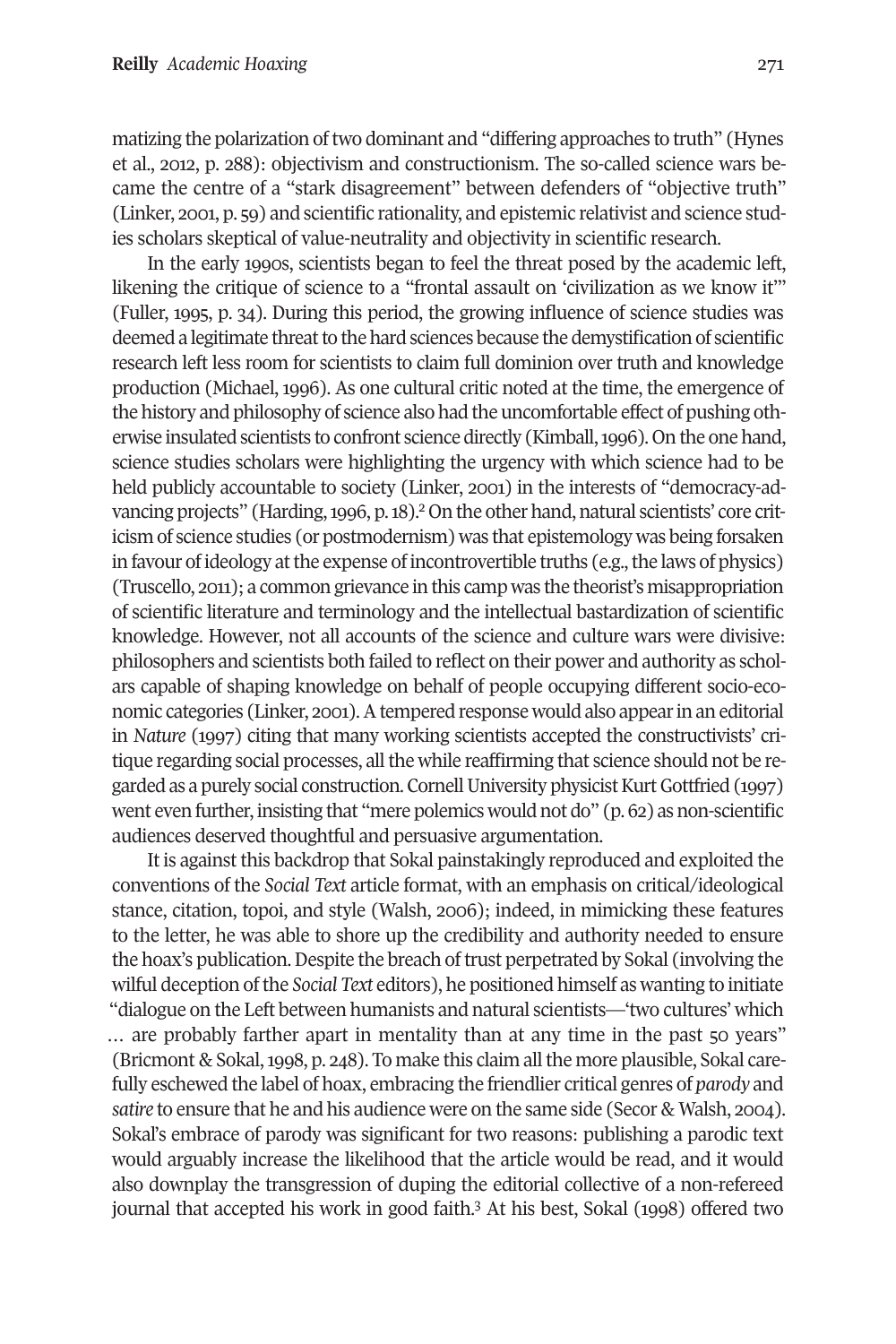matizing the polarization of two dominant and "differing approaches to truth" (Hynes et al., 2012, p. 288): objectivism and constructionism. The so-called science wars became the centre of a "stark disagreement" between defenders of "objective truth" (Linker, 2001, p. 59) and scientific rationality, and epistemic relativist and science studies scholars skeptical of value-neutrality and objectivity in scientific research.

In the early 1990s, scientists began to feel the threat posed by the academic left, likening the critique of science to a "frontal assault on 'civilization as we know it'" (Fuller, 1995, p. 34). During this period, the growing influence of science studies was deemed a legitimate threat to the hard sciences because the demystification of scientific research left less room for scientists to claim full dominion over truth and knowledge production (Michael, 1996). As one cultural critic noted at the time, the emergence of the history and philosophy of science also had the uncomfortable effect of pushing otherwise insulated scientists to confront science directly (Kimball, 1996). On the one hand, science studies scholars were highlighting the urgency with which science had to be held publicly accountable to society (Linker, 2001) in the interests of "democracy-advancing projects" (Harding, 1996, p. 18).[2] On the other hand, natural scientists' core criticism of science studies (or postmodernism) was that epistemology was being forsaken in favour of ideology at the expense of incontrovertible truths (e.g., the laws of physics) (Truscello, 2011); a common grievance in this camp was the theorist's misappropriation of scientific literature and terminology and the intellectual bastardization of scientific knowledge. However, not all accounts of the science and culture wars were divisive: philosophers and scientists both failed to reflect on their power and authority as scholars capable of shaping knowledge on behalf of people occupying different socio-economic categories (Linker, 2001). A tempered response would also appear in an editorial in *Nature* (1997) citing that many working scientists accepted the constructivists' critique regarding social processes, all the while reaffirming that science should not be regarded as a purely social construction. Cornell University physicist Kurt Gottfried (1997) went even further, insisting that "mere polemics would not do" (p. 62) as non-scientific audiences deserved thoughtful and persuasive argumentation.

It is against this backdrop that Sokal painstakingly reproduced and exploited the conventions of the *Social Text* article format, with an emphasis on critical/ideological stance, citation, topoi, and style (Walsh, 2006); indeed, in mimicking these features to the letter, he was able to shore up the credibility and authority needed to ensure the hoax's publication. Despite the breach of trust perpetrated by Sokal (involving the wilful deception of the *Social Text* editors), he positioned himself as wanting to initiate "dialogue on the Left between humanists and natural scientists—'two cultures' which … are probably farther apart in mentality than at any time in the past 50 years" (Bricmont & Sokal, 1998, p. 248). To make this claim all the more plausible, Sokal carefully eschewed the label of hoax, embracing the friendlier critical genres of *parody* and *satire* to ensure that he and his audience were on the same side (Secor & Walsh, 2004). Sokal's embrace of parody was significant for two reasons: publishing a parodic text would arguably increase the likelihood that the article would be read, and it would also downplay the transgression of duping the editorial collective of a non-refereed journal that accepted his work in good faith.[3] At his best, Sokal (1998) offered two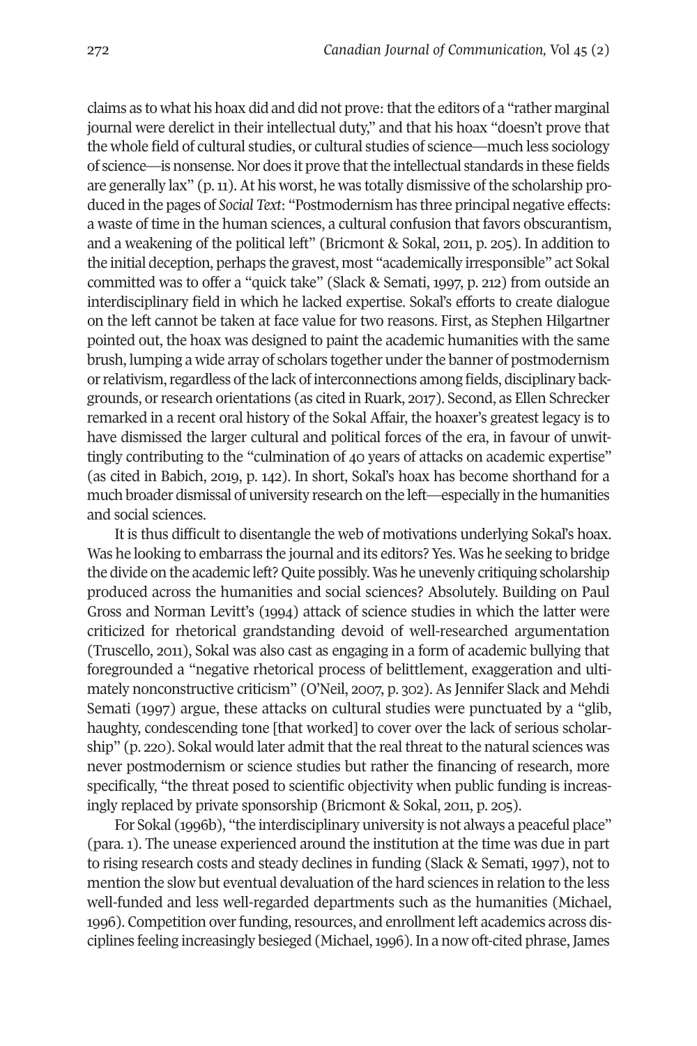claims as to what his hoax did and did not prove: that the editors of a "rather marginal journal were derelict in their intellectual duty," and that his hoax "doesn't prove that the whole field of cultural studies, or cultural studies of science—much less sociology of science—is nonsense. Nor does it prove that the intellectual standards in these fields are generally lax" (p. 11). At his worst, he was totally dismissive of the scholarship produced in the pages of *Social Text*: "Postmodernism has three principal negative effects: a waste of time in the human sciences, a cultural confusion that favors obscurantism, and a weakening of the political left" (Bricmont & Sokal, 2011, p. 205). In addition to the initial deception, perhaps the gravest, most "academically irresponsible" act Sokal committed was to offer a "quick take" (Slack & Semati, 1997, p. 212) from outside an interdisciplinary field in which he lacked expertise. Sokal's efforts to create dialogue on the left cannot be taken at face value for two reasons. First, as Stephen Hilgartner pointed out, the hoax was designed to paint the academic humanities with the same brush, lumping a wide array of scholars together under the banner of postmodernism or relativism, regardless of the lack of interconnections among fields, disciplinary backgrounds, or research orientations (as cited in Ruark, 2017). Second, as Ellen Schrecker remarked in a recent oral history of the Sokal Affair, the hoaxer's greatest legacy is to have dismissed the larger cultural and political forces of the era, in favour of unwittingly contributing to the "culmination of 40 years of attacks on academic expertise" (as cited in Babich, 2019, p. 142). In short, Sokal's hoax has become shorthand for a much broader dismissal of university research on the left—especially in the humanities and social sciences.

It is thus difficult to disentangle the web of motivations underlying Sokal's hoax. Was he looking to embarrass the journal and its editors? Yes. Was he seeking to bridge the divide on the academic left? Quite possibly. Was he unevenly critiquing scholarship produced across the humanities and social sciences? Absolutely. Building on Paul Gross and Norman Levitt's (1994) attack of science studies in which the latter were criticized for rhetorical grandstanding devoid of well-researched argumentation (Truscello, 2011), Sokal was also cast as engaging in a form of academic bullying that foregrounded a "negative rhetorical process of belittlement, exaggeration and ultimately nonconstructive criticism" (O'Neil, 2007, p. 302). As Jennifer Slack and Mehdi Semati (1997) argue, these attacks on cultural studies were punctuated by a "glib, haughty, condescending tone [that worked] to cover over the lack of serious scholarship" (p. 220). Sokal would later admit that the real threat to the natural sciences was never postmodernism or science studies but rather the financing of research, more specifically, "the threat posed to scientific objectivity when public funding is increasingly replaced by private sponsorship (Bricmont & Sokal, 2011, p. 205).

For Sokal (1996b), "the interdisciplinary university is not always a peaceful place" (para. 1). The unease experienced around the institution at the time was due in part to rising research costs and steady declines in funding (Slack & Semati, 1997), not to mention the slow but eventual devaluation of the hard sciences in relation to the less well-funded and less well-regarded departments such as the humanities (Michael, 1996). Competition over funding, resources, and enrollment left academics across disciplines feeling increasingly besieged (Michael, 1996). In a now oft-cited phrase, James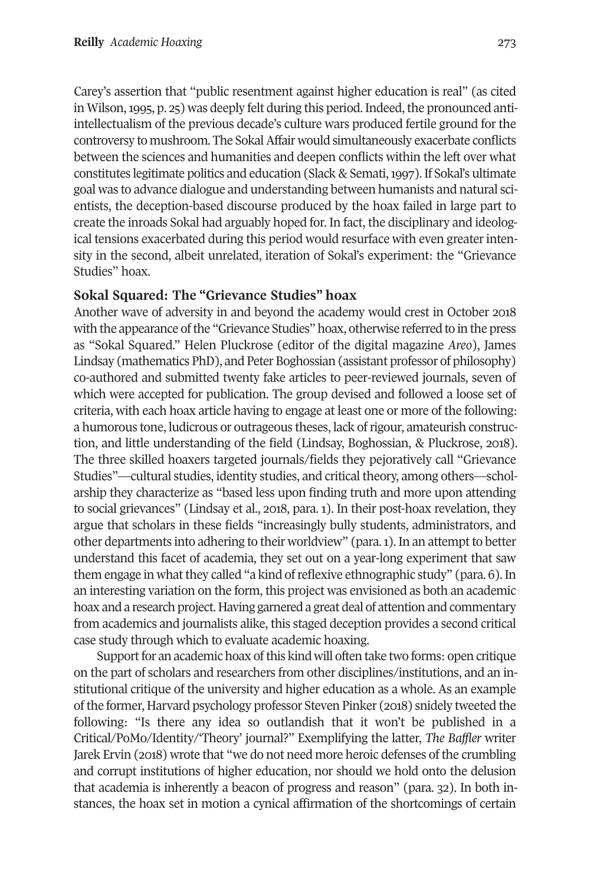Carey's assertion that "public resentment against higher education is real" (as cited in Wilson, 1995, p. 25) was deeply felt during this period. Indeed, the pronounced anti-intellectualism of the previous decade's culture wars produced fertile ground for the controversy to mushroom. The Sokal Affair would simultaneously exacerbate conflicts between the sciences and humanities and deepen conflicts within the left over what constitutes legitimate politics and education (Slack & Semati, 1997). If Sokal's ultimate goal was to advance dialogue and understanding between humanists and natural scientists, the deception-based discourse produced by the hoax failed in large part to create the inroads Sokal had arguably hoped for. In fact, the disciplinary and ideological tensions exacerbated during this period would resurface with even greater intensity in the second, albeit unrelated, iteration of Sokal's experiment: the "Grievance Studies" hoax.

## Sokal Squared: The "Grievance Studies" hoax

Another wave of adversity in and beyond the academy would crest in October 2018 with the appearance of the "Grievance Studies" hoax, otherwise referred to in the press as "Sokal Squared." Helen Pluckrose (editor of the digital magazine *Areo*), James Lindsay (mathematics PhD), and Peter Boghossian (assistant professor of philosophy) co-authored and submitted twenty fake articles to peer-reviewed journals, seven of which were accepted for publication. The group devised and followed a loose set of criteria, with each hoax article having to engage at least one or more of the following: a humorous tone, ludicrous or outrageous theses, lack of rigour, amateurish construction, and little understanding of the field (Lindsay, Boghossian, & Pluckrose, 2018). The three skilled hoaxers targeted journals/fields they pejoratively call "Grievance Studies"—cultural studies, identity studies, and critical theory, among others—scholarship they characterize as "based less upon finding truth and more upon attending to social grievances" (Lindsay et al., 2018, para. 1). In their post-hoax revelation, they argue that scholars in these fields "increasingly bully students, administrators, and other departments into adhering to their worldview" (para. 1). In an attempt to better understand this facet of academia, they set out on a year-long experiment that saw them engage in what they called "a kind of reflexive ethnographic study" (para. 6). In an interesting variation on the form, this project was envisioned as both an academic hoax and a research project. Having garnered a great deal of attention and commentary from academics and journalists alike, this staged deception provides a second critical case study through which to evaluate academic hoaxing.

Support for an academic hoax of this kind will often take two forms: open critique on the part of scholars and researchers from other disciplines/institutions, and an institutional critique of the university and higher education as a whole. As an example of the former, Harvard psychology professor Steven Pinker (2018) snidely tweeted the following: "Is there any idea so outlandish that it won't be published in a Critical/PoMo/Identity/'Theory' journal?" Exemplifying the latter, *The Baffler* writer Jarek Ervin (2018) wrote that "we do not need more heroic defenses of the crumbling and corrupt institutions of higher education, nor should we hold onto the delusion that academia is inherently a beacon of progress and reason" (para. 32). In both instances, the hoax set in motion a cynical affirmation of the shortcomings of certain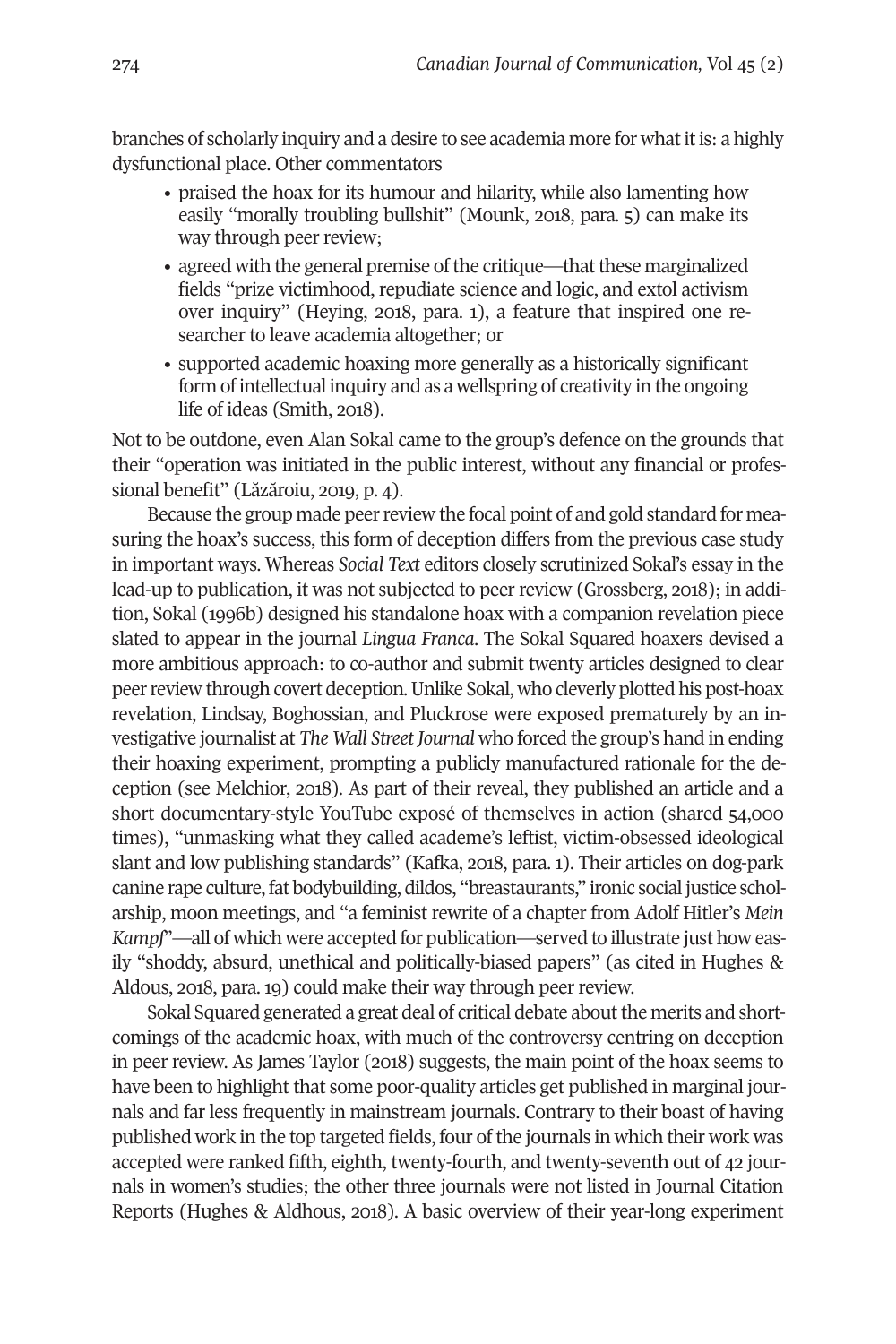branches of scholarly inquiry and a desire to see academia more for what it is: a highly dysfunctional place. Other commentators

- praised the hoax for its humour and hilarity, while also lamenting how easily "morally troubling bullshit" (Mounk, 2018, para. 5) can make its way through peer review;
- agreed with the general premise of the critique—that these marginalized fields "prize victimhood, repudiate science and logic, and extol activism over inquiry" (Heying, 2018, para. 1), a feature that inspired one researcher to leave academia altogether; or
- supported academic hoaxing more generally as a historically significant form of intellectual inquiry and as a wellspring of creativity in the ongoing life of ideas (Smith, 2018).

Not to be outdone, even Alan Sokal came to the group's defence on the grounds that their "operation was initiated in the public interest, without any financial or professional benefit" (Lăzăroiu, 2019, p. 4).

Because the group made peer review the focal point of and gold standard for measuring the hoax's success, this form of deception differs from the previous case study in important ways. Whereas *Social Text* editors closely scrutinized Sokal's essay in the lead-up to publication, it was not subjected to peer review (Grossberg, 2018); in addition, Sokal (1996b) designed his standalone hoax with a companion revelation piece slated to appear in the journal *Lingua Franca*. The Sokal Squared hoaxers devised a more ambitious approach: to co-author and submit twenty articles designed to clear peer review through covert deception. Unlike Sokal, who cleverly plotted his post-hoax revelation, Lindsay, Boghossian, and Pluckrose were exposed prematurely by an investigative journalist at *The Wall Street Journal* who forced the group's hand in ending their hoaxing experiment, prompting a publicly manufactured rationale for the deception (see Melchior, 2018). As part of their reveal, they published an article and a short documentary-style YouTube exposé of themselves in action (shared 54,000 times), "unmasking what they called academe's leftist, victim-obsessed ideological slant and low publishing standards" (Kafka, 2018, para. 1). Their articles on dog-park canine rape culture, fat bodybuilding, dildos, "breastaurants," ironic social justice scholarship, moon meetings, and "a feminist rewrite of a chapter from Adolf Hitler's *Mein Kampf*"—all of which were accepted for publication—served to illustrate just how easily "shoddy, absurd, unethical and politically-biased papers" (as cited in Hughes & Aldous, 2018, para. 19) could make their way through peer review.

Sokal Squared generated a great deal of critical debate about the merits and shortcomings of the academic hoax, with much of the controversy centring on deception in peer review. As James Taylor (2018) suggests, the main point of the hoax seems to have been to highlight that some poor-quality articles get published in marginal journals and far less frequently in mainstream journals. Contrary to their boast of having published work in the top targeted fields, four of the journals in which their work was accepted were ranked fifth, eighth, twenty-fourth, and twenty-seventh out of 42 journals in women's studies; the other three journals were not listed in Journal Citation Reports (Hughes & Aldhous, 2018). A basic overview of their year-long experiment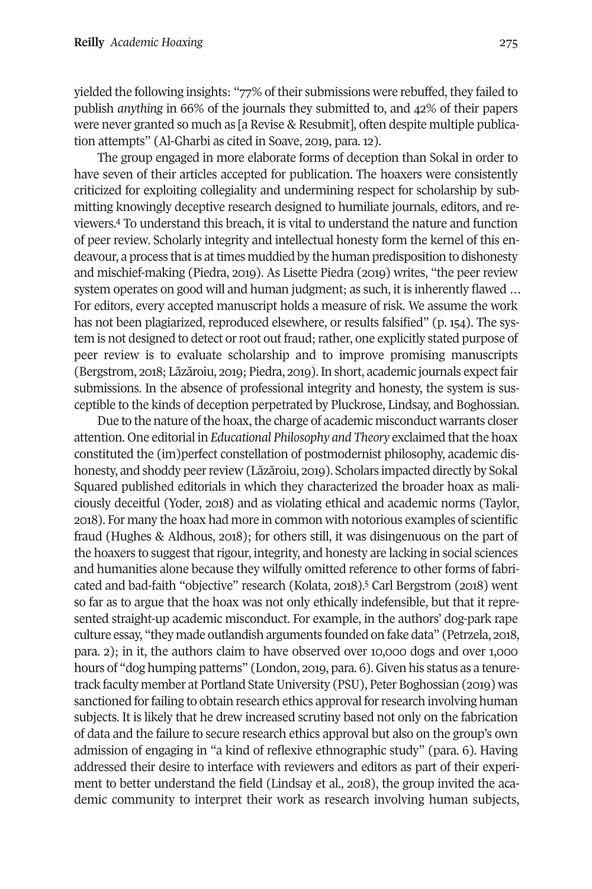yielded the following insights: "77% of their submissions were rebuffed, they failed to publish *anything* in 66% of the journals they submitted to, and 42% of their papers were never granted so much as [a Revise & Resubmit], often despite multiple publication attempts" (Al-Gharbi as cited in Soave, 2019, para. 12).

The group engaged in more elaborate forms of deception than Sokal in order to have seven of their articles accepted for publication. The hoaxers were consistently criticized for exploiting collegiality and undermining respect for scholarship by submitting knowingly deceptive research designed to humiliate journals, editors, and reviewers.[4] To understand this breach, it is vital to understand the nature and function of peer review. Scholarly integrity and intellectual honesty form the kernel of this endeavour, a process that is at times muddied by the human predisposition to dishonesty and mischief-making (Piedra, 2019). As Lisette Piedra (2019) writes, "the peer review system operates on good will and human judgment; as such, it is inherently flawed … For editors, every accepted manuscript holds a measure of risk. We assume the work has not been plagiarized, reproduced elsewhere, or results falsified" (p. 154). The system is not designed to detect or root out fraud; rather, one explicitly stated purpose of peer review is to evaluate scholarship and to improve promising manuscripts (Bergstrom, 2018; Lăzăroiu, 2019; Piedra, 2019). In short, academic journals expect fair submissions. In the absence of professional integrity and honesty, the system is susceptible to the kinds of deception perpetrated by Pluckrose, Lindsay, and Boghossian.

Due to the nature of the hoax, the charge of academic misconduct warrants closer attention. One editorial in *Educational Philosophy and Theory* exclaimed that the hoax constituted the (im)perfect constellation of postmodernist philosophy, academic dishonesty, and shoddy peer review (Lăzăroiu, 2019). Scholars impacted directly by Sokal Squared published editorials in which they characterized the broader hoax as maliciously deceitful (Yoder, 2018) and as violating ethical and academic norms (Taylor, 2018). For many the hoax had more in common with notorious examples of scientific fraud (Hughes & Aldhous, 2018); for others still, it was disingenuous on the part of the hoaxers to suggest that rigour, integrity, and honesty are lacking in social sciences and humanities alone because they wilfully omitted reference to other forms of fabricated and bad-faith "objective" research (Kolata, 2018).[5] Carl Bergstrom (2018) went so far as to argue that the hoax was not only ethically indefensible, but that it represented straight-up academic misconduct. For example, in the authors' dog-park rape culture essay, "they made outlandish arguments founded on fake data" (Petrzela, 2018, para. 2); in it, the authors claim to have observed over 10,000 dogs and over 1,000 hours of "dog humping patterns" (London, 2019, para. 6). Given his status as a tenure-track faculty member at Portland State University (PSU), Peter Boghossian (2019) was sanctioned for failing to obtain research ethics approval for research involving human subjects. It is likely that he drew increased scrutiny based not only on the fabrication of data and the failure to secure research ethics approval but also on the group's own admission of engaging in "a kind of reflexive ethnographic study" (para. 6). Having addressed their desire to interface with reviewers and editors as part of their experiment to better understand the field (Lindsay et al., 2018), the group invited the academic community to interpret their work as research involving human subjects,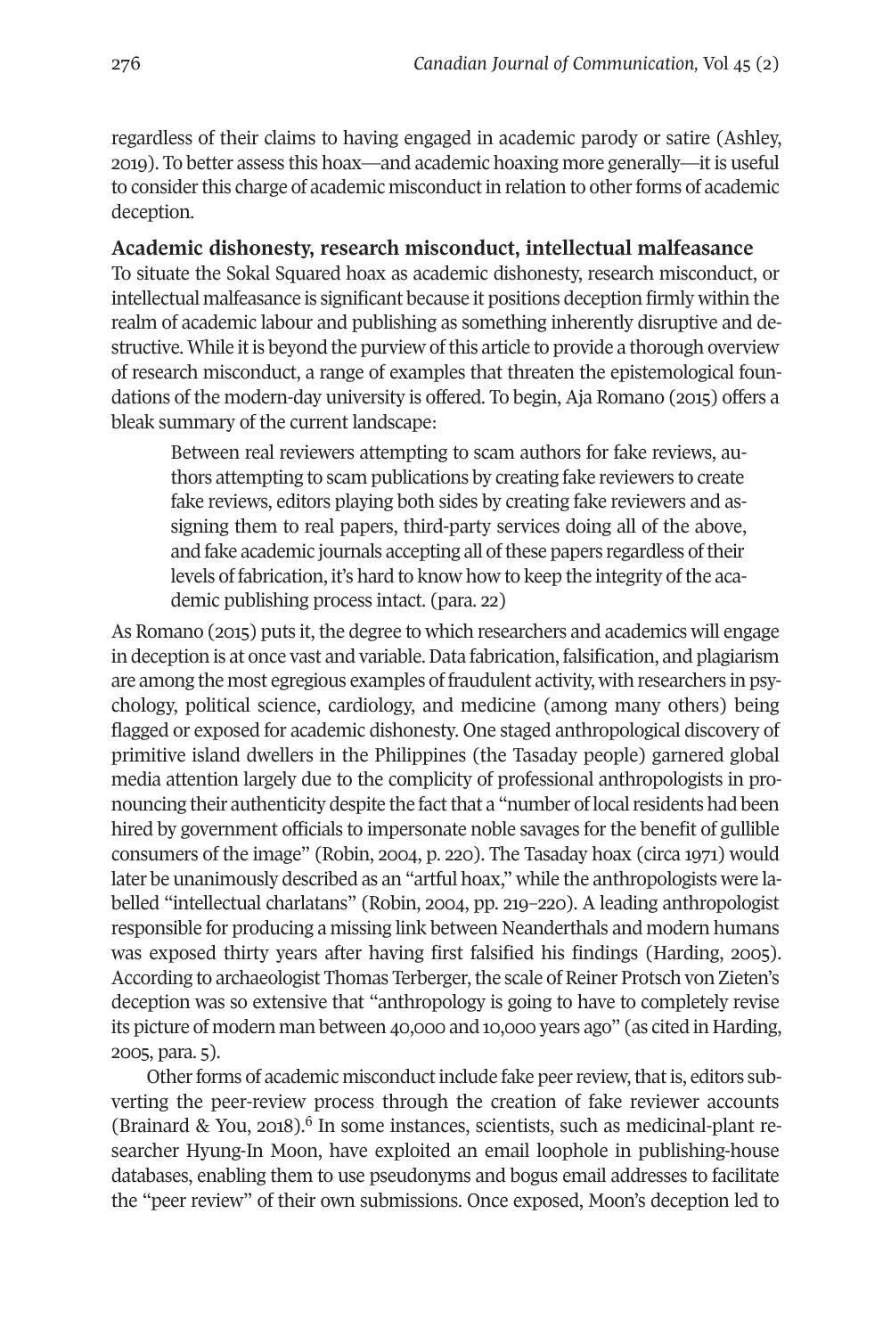regardless of their claims to having engaged in academic parody or satire (Ashley, 2019). To better assess this hoax—and academic hoaxing more generally—it is useful to consider this charge of academic misconduct in relation to other forms of academic deception.

### Academic dishonesty, research misconduct, intellectual malfeasance

To situate the Sokal Squared hoax as academic dishonesty, research misconduct, or intellectual malfeasance is significant because it positions deception firmly within the realm of academic labour and publishing as something inherently disruptive and destructive. While it is beyond the purview of this article to provide a thorough overview of research misconduct, a range of examples that threaten the epistemological foundations of the modern-day university is offered. To begin, Aja Romano (2015) offers a bleak summary of the current landscape:

> Between real reviewers attempting to scam authors for fake reviews, authors attempting to scam publications by creating fake reviewers to create fake reviews, editors playing both sides by creating fake reviewers and assigning them to real papers, third-party services doing all of the above, and fake academic journals accepting all of these papers regardless of their levels of fabrication, it's hard to know how to keep the integrity of the academic publishing process intact. (para. 22)

As Romano (2015) puts it, the degree to which researchers and academics will engage in deception is at once vast and variable. Data fabrication, falsification, and plagiarism are among the most egregious examples of fraudulent activity, with researchers in psychology, political science, cardiology, and medicine (among many others) being flagged or exposed for academic dishonesty. One staged anthropological discovery of primitive island dwellers in the Philippines (the Tasaday people) garnered global media attention largely due to the complicity of professional anthropologists in pronouncing their authenticity despite the fact that a "number of local residents had been hired by government officials to impersonate noble savages for the benefit of gullible consumers of the image" (Robin, 2004, p. 220). The Tasaday hoax (circa 1971) would later be unanimously described as an "artful hoax," while the anthropologists were labelled "intellectual charlatans" (Robin, 2004, pp. 219–220). A leading anthropologist responsible for producing a missing link between Neanderthals and modern humans was exposed thirty years after having first falsified his findings (Harding, 2005). According to archaeologist Thomas Terberger, the scale of Reiner Protsch von Zieten's deception was so extensive that "anthropology is going to have to completely revise its picture of modern man between 40,000 and 10,000 years ago" (as cited in Harding, 2005, para. 5).

Other forms of academic misconduct include fake peer review, that is, editors subverting the peer-review process through the creation of fake reviewer accounts (Brainard & You, 2018).[6] In some instances, scientists, such as medicinal-plant researcher Hyung-In Moon, have exploited an email loophole in publishing-house databases, enabling them to use pseudonyms and bogus email addresses to facilitate the "peer review" of their own submissions. Once exposed, Moon's deception led to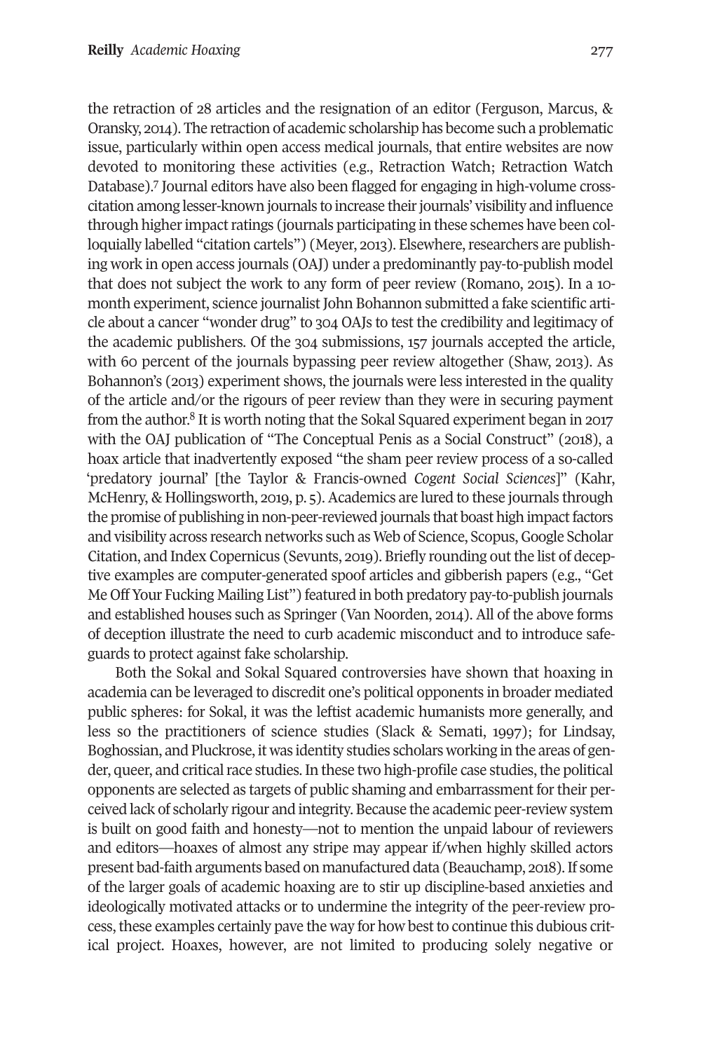the retraction of 28 articles and the resignation of an editor (Ferguson, Marcus, & Oransky, 2014). The retraction of academic scholarship has become such a problematic issue, particularly within open access medical journals, that entire websites are now devoted to monitoring these activities (e.g., Retraction Watch; Retraction Watch Database).[7] Journal editors have also been flagged for engaging in high-volume cross-citation among lesser-known journals to increase their journals' visibility and influence through higher impact ratings (journals participating in these schemes have been colloquially labelled "citation cartels") (Meyer, 2013). Elsewhere, researchers are publishing work in open access journals (OAJ) under a predominantly pay-to-publish model that does not subject the work to any form of peer review (Romano, 2015). In a 10-month experiment, science journalist John Bohannon submitted a fake scientific article about a cancer "wonder drug" to 304 OAJs to test the credibility and legitimacy of the academic publishers. Of the 304 submissions, 157 journals accepted the article, with 60 percent of the journals bypassing peer review altogether (Shaw, 2013). As Bohannon's (2013) experiment shows, the journals were less interested in the quality of the article and/or the rigours of peer review than they were in securing payment from the author.[8] It is worth noting that the Sokal Squared experiment began in 2017 with the OAJ publication of "The Conceptual Penis as a Social Construct" (2018), a hoax article that inadvertently exposed "the sham peer review process of a so-called 'predatory journal' [the Taylor & Francis-owned *Cogent Social Sciences*]" (Kahr, McHenry, & Hollingsworth, 2019, p. 5). Academics are lured to these journals through the promise of publishing in non-peer-reviewed journals that boast high impact factors and visibility across research networks such as Web of Science, Scopus, Google Scholar Citation, and Index Copernicus (Sevunts, 2019). Briefly rounding out the list of deceptive examples are computer-generated spoof articles and gibberish papers (e.g., "Get Me Off Your Fucking Mailing List") featured in both predatory pay-to-publish journals and established houses such as Springer (Van Noorden, 2014). All of the above forms of deception illustrate the need to curb academic misconduct and to introduce safeguards to protect against fake scholarship.

Both the Sokal and Sokal Squared controversies have shown that hoaxing in academia can be leveraged to discredit one's political opponents in broader mediated public spheres: for Sokal, it was the leftist academic humanists more generally, and less so the practitioners of science studies (Slack & Semati, 1997); for Lindsay, Boghossian, and Pluckrose, it was identity studies scholars working in the areas of gender, queer, and critical race studies. In these two high-profile case studies, the political opponents are selected as targets of public shaming and embarrassment for their perceived lack of scholarly rigour and integrity. Because the academic peer-review system is built on good faith and honesty—not to mention the unpaid labour of reviewers and editors—hoaxes of almost any stripe may appear if/when highly skilled actors present bad-faith arguments based on manufactured data (Beauchamp, 2018). If some of the larger goals of academic hoaxing are to stir up discipline-based anxieties and ideologically motivated attacks or to undermine the integrity of the peer-review process, these examples certainly pave the way for how best to continue this dubious critical project. Hoaxes, however, are not limited to producing solely negative or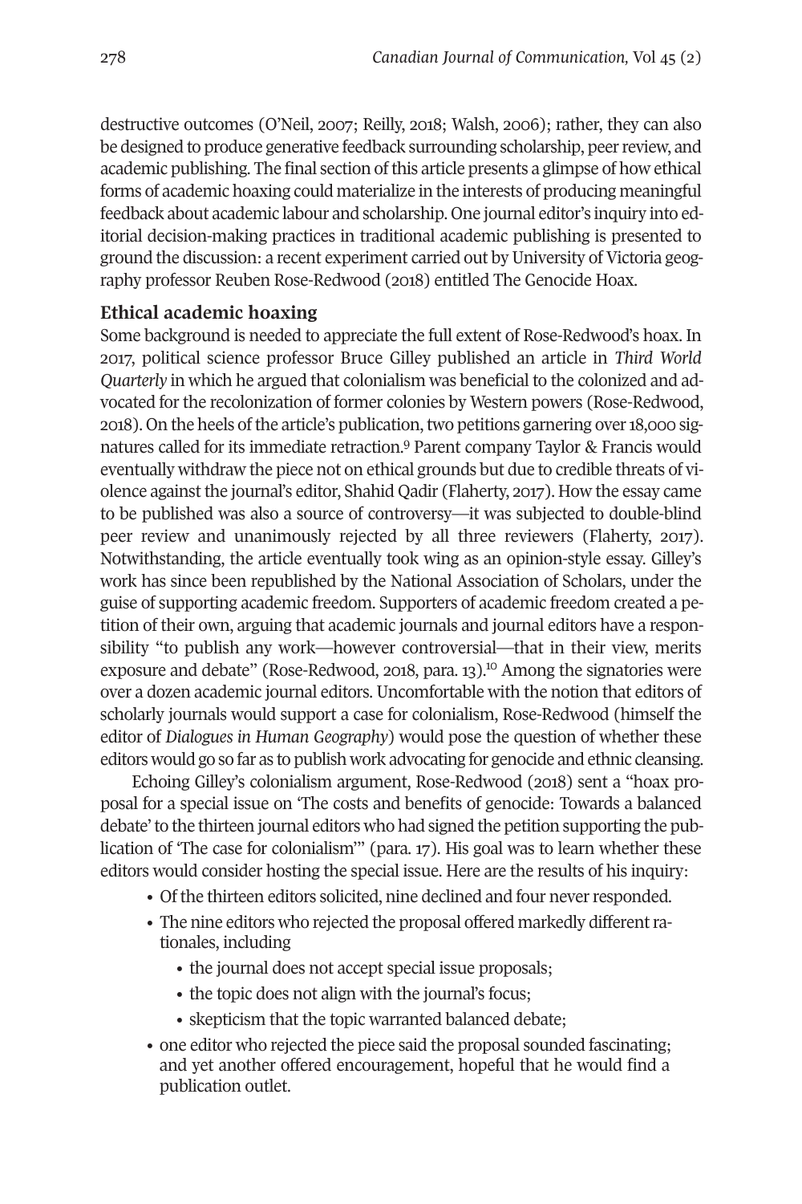destructive outcomes (O'Neil, 2007; Reilly, 2018; Walsh, 2006); rather, they can also be designed to produce generative feedback surrounding scholarship, peer review, and academic publishing. The final section of this article presents a glimpse of how ethical forms of academic hoaxing could materialize in the interests of producing meaningful feedback about academic labour and scholarship. One journal editor's inquiry into editorial decision-making practices in traditional academic publishing is presented to ground the discussion: a recent experiment carried out by University of Victoria geography professor Reuben Rose-Redwood (2018) entitled The Genocide Hoax.

## Ethical academic hoaxing

Some background is needed to appreciate the full extent of Rose-Redwood's hoax. In 2017, political science professor Bruce Gilley published an article in *Third World Quarterly* in which he argued that colonialism was beneficial to the colonized and advocated for the recolonization of former colonies by Western powers (Rose-Redwood, 2018). On the heels of the article's publication, two petitions garnering over 18,000 signatures called for its immediate retraction.[9] Parent company Taylor & Francis would eventually withdraw the piece not on ethical grounds but due to credible threats of violence against the journal's editor, Shahid Qadir (Flaherty, 2017). How the essay came to be published was also a source of controversy—it was subjected to double-blind peer review and unanimously rejected by all three reviewers (Flaherty, 2017). Notwithstanding, the article eventually took wing as an opinion-style essay. Gilley's work has since been republished by the National Association of Scholars, under the guise of supporting academic freedom. Supporters of academic freedom created a petition of their own, arguing that academic journals and journal editors have a responsibility "to publish any work—however controversial—that in their view, merits exposure and debate" (Rose-Redwood, 2018, para. 13).[10] Among the signatories were over a dozen academic journal editors. Uncomfortable with the notion that editors of scholarly journals would support a case for colonialism, Rose-Redwood (himself the editor of *Dialogues in Human Geography*) would pose the question of whether these editors would go so far as to publish work advocating for genocide and ethnic cleansing.

Echoing Gilley's colonialism argument, Rose-Redwood (2018) sent a "hoax proposal for a special issue on 'The costs and benefits of genocide: Towards a balanced debate' to the thirteen journal editors who had signed the petition supporting the publication of 'The case for colonialism'" (para. 17). His goal was to learn whether these editors would consider hosting the special issue. Here are the results of his inquiry:

- Of the thirteen editors solicited, nine declined and four never responded.
- The nine editors who rejected the proposal offered markedly different rationales, including
  - the journal does not accept special issue proposals;
  - the topic does not align with the journal's focus;
  - skepticism that the topic warranted balanced debate;
- one editor who rejected the piece said the proposal sounded fascinating; and yet another offered encouragement, hopeful that he would find a publication outlet.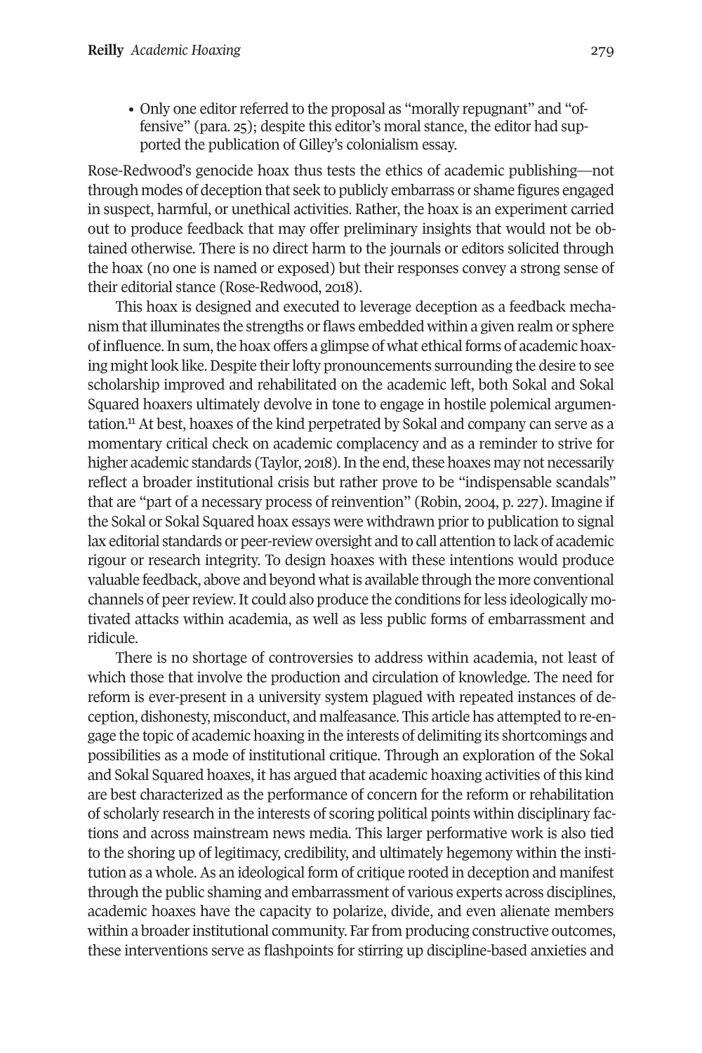- Only one editor referred to the proposal as "morally repugnant" and "offensive" (para. 25); despite this editor's moral stance, the editor had supported the publication of Gilley's colonialism essay.

Rose-Redwood's genocide hoax thus tests the ethics of academic publishing—not through modes of deception that seek to publicly embarrass or shame figures engaged in suspect, harmful, or unethical activities. Rather, the hoax is an experiment carried out to produce feedback that may offer preliminary insights that would not be obtained otherwise. There is no direct harm to the journals or editors solicited through the hoax (no one is named or exposed) but their responses convey a strong sense of their editorial stance (Rose-Redwood, 2018).

This hoax is designed and executed to leverage deception as a feedback mechanism that illuminates the strengths or flaws embedded within a given realm or sphere of influence. In sum, the hoax offers a glimpse of what ethical forms of academic hoaxing might look like. Despite their lofty pronouncements surrounding the desire to see scholarship improved and rehabilitated on the academic left, both Sokal and Sokal Squared hoaxers ultimately devolve in tone to engage in hostile polemical argumentation.[11] At best, hoaxes of the kind perpetrated by Sokal and company can serve as a momentary critical check on academic complacency and as a reminder to strive for higher academic standards (Taylor, 2018). In the end, these hoaxes may not necessarily reflect a broader institutional crisis but rather prove to be "indispensable scandals" that are "part of a necessary process of reinvention" (Robin, 2004, p. 227). Imagine if the Sokal or Sokal Squared hoax essays were withdrawn prior to publication to signal lax editorial standards or peer-review oversight and to call attention to lack of academic rigour or research integrity. To design hoaxes with these intentions would produce valuable feedback, above and beyond what is available through the more conventional channels of peer review. It could also produce the conditions for less ideologically motivated attacks within academia, as well as less public forms of embarrassment and ridicule.

There is no shortage of controversies to address within academia, not least of which those that involve the production and circulation of knowledge. The need for reform is ever-present in a university system plagued with repeated instances of deception, dishonesty, misconduct, and malfeasance. This article has attempted to re-engage the topic of academic hoaxing in the interests of delimiting its shortcomings and possibilities as a mode of institutional critique. Through an exploration of the Sokal and Sokal Squared hoaxes, it has argued that academic hoaxing activities of this kind are best characterized as the performance of concern for the reform or rehabilitation of scholarly research in the interests of scoring political points within disciplinary factions and across mainstream news media. This larger performative work is also tied to the shoring up of legitimacy, credibility, and ultimately hegemony within the institution as a whole. As an ideological form of critique rooted in deception and manifest through the public shaming and embarrassment of various experts across disciplines, academic hoaxes have the capacity to polarize, divide, and even alienate members within a broader institutional community. Far from producing constructive outcomes, these interventions serve as flashpoints for stirring up discipline-based anxieties and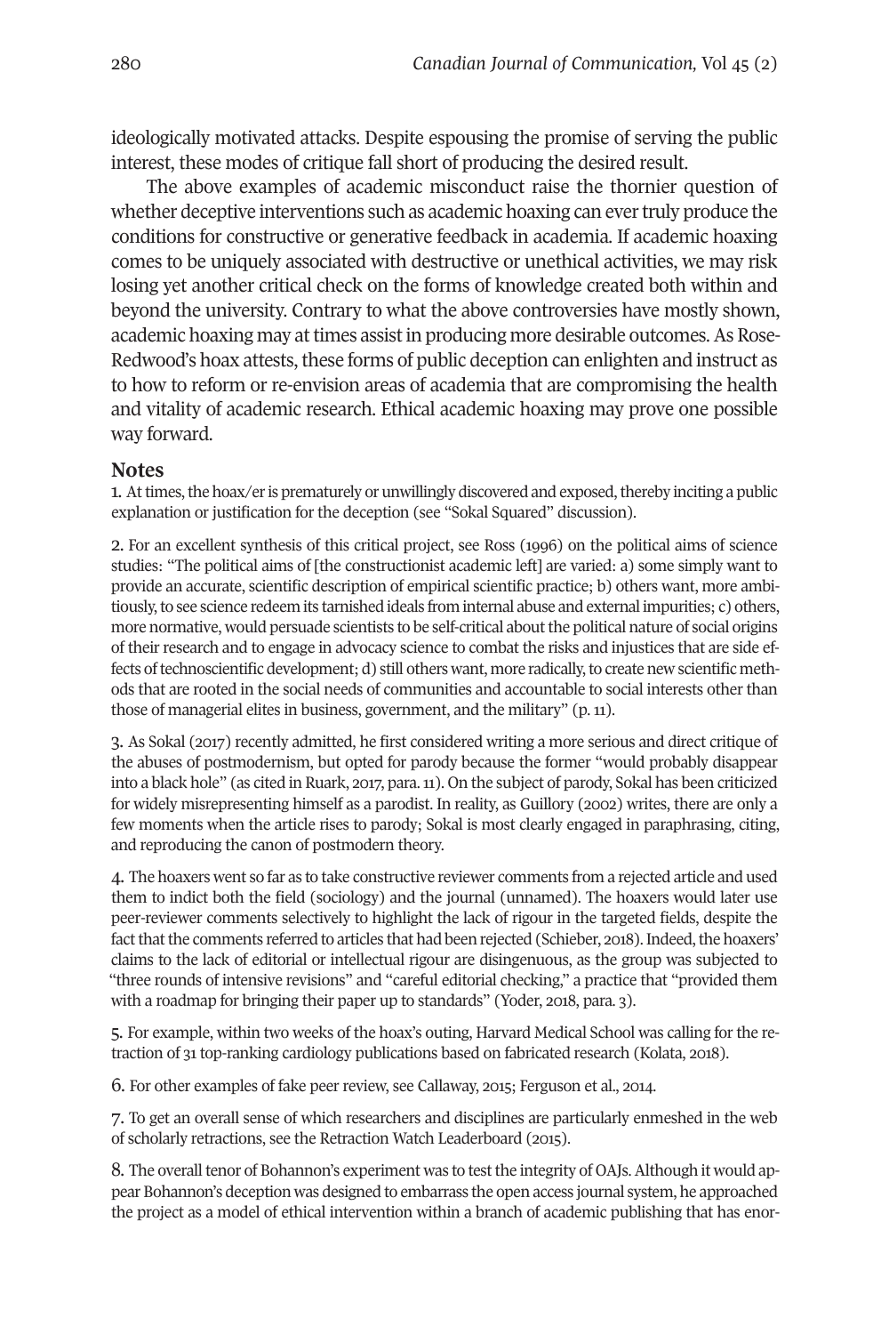ideologically motivated attacks. Despite espousing the promise of serving the public interest, these modes of critique fall short of producing the desired result.

The above examples of academic misconduct raise the thornier question of whether deceptive interventions such as academic hoaxing can ever truly produce the conditions for constructive or generative feedback in academia. If academic hoaxing comes to be uniquely associated with destructive or unethical activities, we may risk losing yet another critical check on the forms of knowledge created both within and beyond the university. Contrary to what the above controversies have mostly shown, academic hoaxing may at times assist in producing more desirable outcomes. As Rose-Redwood's hoax attests, these forms of public deception can enlighten and instruct as to how to reform or re-envision areas of academia that are compromising the health and vitality of academic research. Ethical academic hoaxing may prove one possible way forward.

## Notes

1. At times, the hoax/er is prematurely or unwillingly discovered and exposed, thereby inciting a public explanation or justification for the deception (see "Sokal Squared" discussion).

2. For an excellent synthesis of this critical project, see Ross (1996) on the political aims of science studies: "The political aims of [the constructionist academic left] are varied: a) some simply want to provide an accurate, scientific description of empirical scientific practice; b) others want, more ambitiously, to see science redeem its tarnished ideals from internal abuse and external impurities; c) others, more normative, would persuade scientists to be self-critical about the political nature of social origins of their research and to engage in advocacy science to combat the risks and injustices that are side effects of technoscientific development; d) still others want, more radically, to create new scientific methods that are rooted in the social needs of communities and accountable to social interests other than those of managerial elites in business, government, and the military" (p. 11).

3. As Sokal (2017) recently admitted, he first considered writing a more serious and direct critique of the abuses of postmodernism, but opted for parody because the former "would probably disappear into a black hole" (as cited in Ruark, 2017, para. 11). On the subject of parody, Sokal has been criticized for widely misrepresenting himself as a parodist. In reality, as Guillory (2002) writes, there are only a few moments when the article rises to parody; Sokal is most clearly engaged in paraphrasing, citing, and reproducing the canon of postmodern theory.

4. The hoaxers went so far as to take constructive reviewer comments from a rejected article and used them to indict both the field (sociology) and the journal (unnamed). The hoaxers would later use peer-reviewer comments selectively to highlight the lack of rigour in the targeted fields, despite the fact that the comments referred to articles that had been rejected (Schieber, 2018). Indeed, the hoaxers' claims to the lack of editorial or intellectual rigour are disingenuous, as the group was subjected to "three rounds of intensive revisions" and "careful editorial checking," a practice that "provided them with a roadmap for bringing their paper up to standards" (Yoder, 2018, para. 3).

5. For example, within two weeks of the hoax's outing, Harvard Medical School was calling for the retraction of 31 top-ranking cardiology publications based on fabricated research (Kolata, 2018).

6. For other examples of fake peer review, see Callaway, 2015; Ferguson et al., 2014.

7. To get an overall sense of which researchers and disciplines are particularly enmeshed in the web of scholarly retractions, see the Retraction Watch Leaderboard (2015).

8. The overall tenor of Bohannon's experiment was to test the integrity of OAJs. Although it would appear Bohannon's deception was designed to embarrass the open access journal system, he approached the project as a model of ethical intervention within a branch of academic publishing that has enor-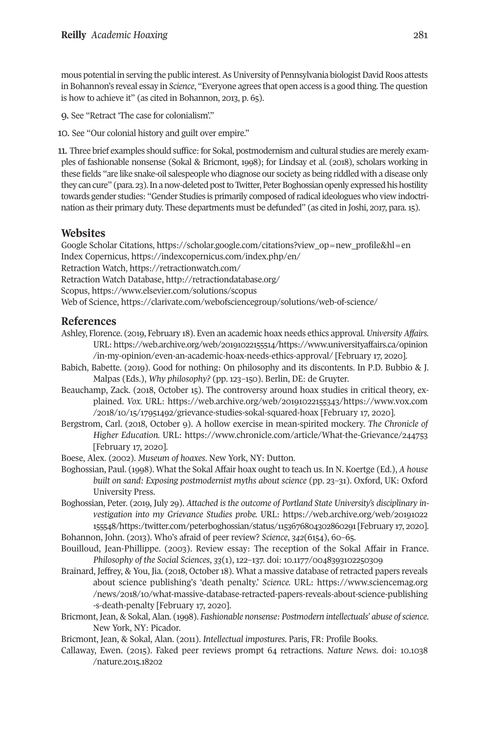mous potential in serving the public interest. As University of Pennsylvania biologist David Roos attests in Bohannon's reveal essay in *Science*, "Everyone agrees that open access is a good thing. The question is how to achieve it" (as cited in Bohannon, 2013, p. 65).

9. See "Retract 'The case for colonialism'."

10. See "Our colonial history and guilt over empire."

11. Three brief examples should suffice: for Sokal, postmodernism and cultural studies are merely examples of fashionable nonsense (Sokal & Bricmont, 1998); for Lindsay et al. (2018), scholars working in these fields "are like snake-oil salespeople who diagnose our society as being riddled with a disease only they can cure" (para. 23). In a now-deleted post to Twitter, Peter Boghossian openly expressed his hostility towards gender studies: "Gender Studies is primarily composed of radical ideologues who view indoctrination as their primary duty. These departments must be defunded" (as cited in Joshi, 2017, para. 15).

## Websites

Google Scholar Citations, https://scholar.google.com/citations?view_op=new_profile&hl=en
Index Copernicus, https://indexcopernicus.com/index.php/en/
Retraction Watch, https://retractionwatch.com/
Retraction Watch Database, http://retractiondatabase.org/
Scopus, https://www.elsevier.com/solutions/scopus
Web of Science, https://clarivate.com/webofsciencegroup/solutions/web-of-science/

## References

Ashley, Florence. (2019, February 18). Even an academic hoax needs ethics approval. *University Affairs.* URL: https://web.archive.org/web/20191022155514/https://www.universityaffairs.ca/opinion/in-my-opinion/even-an-academic-hoax-needs-ethics-approval/ [February 17, 2020].

Babich, Babette. (2019). Good for nothing: On philosophy and its discontents. In P.D. Bubbio & J. Malpas (Eds.), *Why philosophy?* (pp. 123–150). Berlin, DE: de Gruyter.

Beauchamp, Zack. (2018, October 15). The controversy around hoax studies in critical theory, explained. *Vox.* URL: https://web.archive.org/web/20191022155343/https://www.vox.com/2018/10/15/17951492/grievance-studies-sokal-squared-hoax [February 17, 2020].

Bergstrom, Carl. (2018, October 9). A hollow exercise in mean-spirited mockery. *The Chronicle of Higher Education.* URL: https://www.chronicle.com/article/What-the-Grievance/244753 [February 17, 2020].

Boese, Alex. (2002). *Museum of hoaxes*. New York, NY: Dutton.

Boghossian, Paul. (1998). What the Sokal Affair hoax ought to teach us. In N. Koertge (Ed.), *A house built on sand: Exposing postmodernist myths about science* (pp. 23–31). Oxford, UK: Oxford University Press.

Boghossian, Peter. (2019, July 29). *Attached is the outcome of Portland State University's disciplinary investigation into my Grievance Studies probe.* URL: https://web.archive.org/web/20191022155548/https:/twitter.com/peterboghossian/status/1153676804302860291 [February 17, 2020].

Bohannon, John. (2013). Who's afraid of peer review? *Science*, *342*(6154), 60–65.

Bouilloud, Jean-Phillippe. (2003). Review essay: The reception of the Sokal Affair in France. *Philosophy of the Social Sciences*, *33*(1), 122–137. doi: 10.1177/0048393102250309

Brainard, Jeffrey, & You, Jia. (2018, October 18). What a massive database of retracted papers reveals about science publishing's 'death penalty.' *Science.* URL: https://www.sciencemag.org/news/2018/10/what-massive-database-retracted-papers-reveals-about-science-publishing-s-death-penalty [February 17, 2020].

Bricmont, Jean, & Sokal, Alan. (1998). *Fashionable nonsense: Postmodern intellectuals' abuse of science*. New York, NY: Picador.

Bricmont, Jean, & Sokal, Alan. (2011). *Intellectual impostures*. Paris, FR: Profile Books.

Callaway, Ewen. (2015). Faked peer reviews prompt 64 retractions. *Nature News*. doi: 10.1038/nature.2015.18202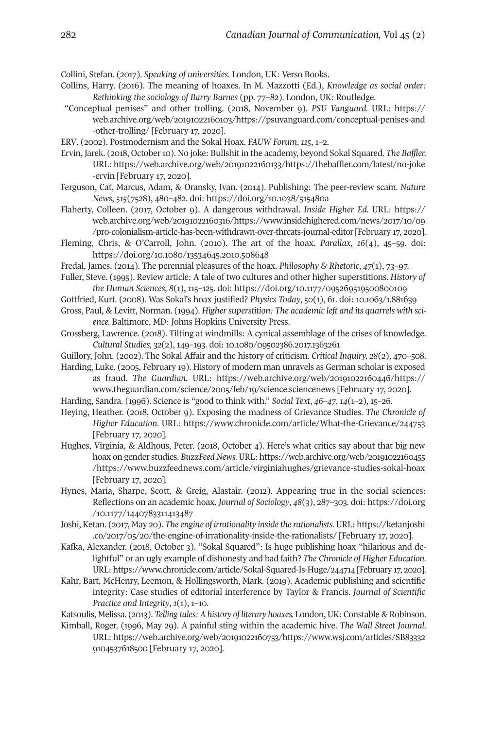Collini, Stefan. (2017). *Speaking of universities*. London, UK: Verso Books.

Collins, Harry. (2016). The meaning of hoaxes. In M. Mazzotti (Ed.), *Knowledge as social order: Rethinking the sociology of Barry Barnes* (pp. 77–82). London, UK: Routledge.

"Conceptual penises" and other trolling. (2018, November 9). *PSU Vanguard.* URL: https://web.archive.org/web/20191022160103/https://psuvanguard.com/conceptual-penises-and-other-trolling/ [February 17, 2020].

ERV. (2002). Postmodernism and the Sokal Hoax. *FAUW Forum*, *115*, 1–2.

Ervin, Jarek. (2018, October 10). No joke: Bullshit in the academy, beyond Sokal Squared. *The Baffler.* URL: https://web.archive.org/web/20191022160133/https://thebaffler.com/latest/no-joke-ervin [February 17, 2020].

Ferguson, Cat, Marcus, Adam, & Oransky, Ivan. (2014). Publishing: The peer-review scam. *Nature News*, *515*(7528), 480–482. doi: https://doi.org/10.1038/515480a

Flaherty, Colleen. (2017, October 9). A dangerous withdrawal. *Inside Higher Ed.* URL: https://web.archive.org/web/20191022160316/https://www.insidehighered.com/news/2017/10/09/pro-colonialism-article-has-been-withdrawn-over-threats-journal-editor [February 17, 2020].

Fleming, Chris, & O'Carroll, John. (2010). The art of the hoax. *Parallax*, *16*(4), 45–59. doi: https://doi.org/10.1080/13534645.2010.508648

Fredal, James. (2014). The perennial pleasures of the hoax. *Philosophy & Rhetoric*, *47*(1), 73–97.

Fuller, Steve. (1995). Review article: A tale of two cultures and other higher superstitions. *History of the Human Sciences*, *8*(1), 115–125. doi: https://doi.org/10.1177/095269519500800109

Gottfried, Kurt. (2008). Was Sokal's hoax justified? *Physics Today*, *50*(1), 61. doi: 10.1063/1.881639

Gross, Paul, & Levitt, Norman. (1994). *Higher superstition: The academic left and its quarrels with science.* Baltimore, MD: Johns Hopkins University Press.

Grossberg, Lawrence. (2018). Tilting at windmills: A cynical assemblage of the crises of knowledge. *Cultural Studies, 32*(2), 149–193. doi: 10.1080/09502386.2017.1363261

Guillory, John. (2002). The Sokal Affair and the history of criticism. *Critical Inquiry, 28*(2), 470–508.

Harding, Luke. (2005, February 19). History of modern man unravels as German scholar is exposed as fraud. *The Guardian.* URL: https://web.archive.org/web/20191022160446/https://www.theguardian.com/science/2005/feb/19/science.sciencenews [February 17, 2020].

Harding, Sandra. (1996). Science is "good to think with." *Social Text*, *46–47*, *14*(1–2), 15–26.

Heying, Heather. (2018, October 9). Exposing the madness of Grievance Studies. *The Chronicle of Higher Education.* URL: https://www.chronicle.com/article/What-the-Grievance/244753 [February 17, 2020].

Hughes, Virginia, & Aldhous, Peter. (2018, October 4). Here's what critics say about that big new hoax on gender studies. *BuzzFeed News.* URL: https://web.archive.org/web/20191022160455/https://www.buzzfeednews.com/article/virginiahughes/grievance-studies-sokal-hoax [February 17, 2020].

Hynes, Maria, Sharpe, Scott, & Greig, Alastair. (2012). Appearing true in the social sciences: Reflections on an academic hoax. *Journal of Sociology*, *48*(3), 287–303. doi: https://doi.org/10.1177/1440783311413487

Joshi, Ketan. (2017, May 20). *The engine of irrationality inside the rationalists.* URL: https://ketanjoshi.co/2017/05/20/the-engine-of-irrationality-inside-the-rationalists/ [February 17, 2020].

Kafka, Alexander. (2018, October 3). "Sokal Squared": Is huge publishing hoax "hilarious and delightful" or an ugly example of dishonesty and bad faith? *The Chronicle of Higher Education.* URL: https://www.chronicle.com/article/Sokal-Squared-Is-Huge/244714 [February 17, 2020].

Kahr, Bart, McHenry, Leemon, & Hollingsworth, Mark. (2019). Academic publishing and scientific integrity: Case studies of editorial interference by Taylor & Francis. *Journal of Scientific Practice and Integrity*, *1*(1), 1–10.

Katsoulis, Melissa. (2013). *Telling tales: A history of literary hoaxes.* London, UK: Constable & Robinson.

Kimball, Roger. (1996, May 29). A painful sting within the academic hive. *The Wall Street Journal.* URL: https://web.archive.org/web/20191022160753/https://www.wsj.com/articles/SB833329104537618500 [February 17, 2020].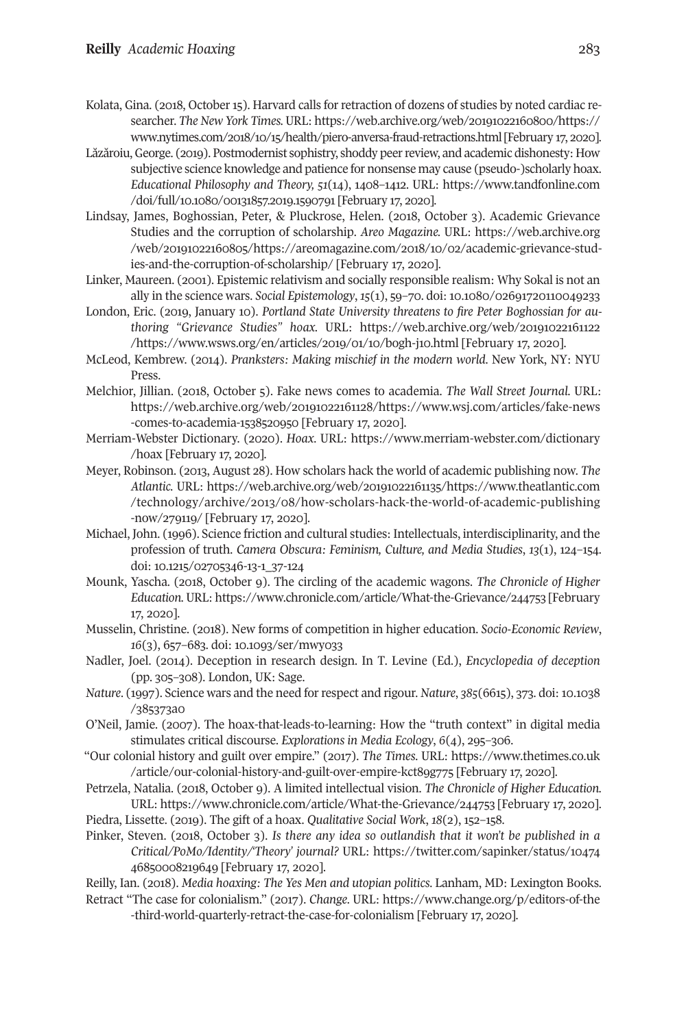Kolata, Gina. (2018, October 15). Harvard calls for retraction of dozens of studies by noted cardiac researcher. *The New York Times*. URL: https://web.archive.org/web/20191022160800/https://www.nytimes.com/2018/10/15/health/piero-anversa-fraud-retractions.html [February 17, 2020].

Lăzăroiu, George. (2019). Postmodernist sophistry, shoddy peer review, and academic dishonesty: How subjective science knowledge and patience for nonsense may cause (pseudo-)scholarly hoax. *Educational Philosophy and Theory, 51*(14), 1408–1412. URL: https://www.tandfonline.com/doi/full/10.1080/00131857.2019.1590791 [February 17, 2020].

Lindsay, James, Boghossian, Peter, & Pluckrose, Helen. (2018, October 3). Academic Grievance Studies and the corruption of scholarship. *Areo Magazine*. URL: https://web.archive.org/web/20191022160805/https://areomagazine.com/2018/10/02/academic-grievance-studies-and-the-corruption-of-scholarship/ [February 17, 2020].

Linker, Maureen. (2001). Epistemic relativism and socially responsible realism: Why Sokal is not an ally in the science wars. *Social Epistemology*, *15*(1), 59–70. doi: 10.1080/02691720110049233

London, Eric. (2019, January 10). *Portland State University threatens to fire Peter Boghossian for authoring "Grievance Studies" hoax*. URL: https://web.archive.org/web/20191022161122/https://www.wsws.org/en/articles/2019/01/10/bogh-j10.html [February 17, 2020].

McLeod, Kembrew. (2014). *Pranksters: Making mischief in the modern world*. New York, NY: NYU Press.

Melchior, Jillian. (2018, October 5). Fake news comes to academia. *The Wall Street Journal*. URL: https://web.archive.org/web/20191022161128/https://www.wsj.com/articles/fake-news-comes-to-academia-1538520950 [February 17, 2020].

Merriam-Webster Dictionary. (2020). *Hoax*. URL: https://www.merriam-webster.com/dictionary/hoax [February 17, 2020].

Meyer, Robinson. (2013, August 28). How scholars hack the world of academic publishing now. *The Atlantic*. URL: https://web.archive.org/web/20191022161135/https://www.theatlantic.com/technology/archive/2013/08/how-scholars-hack-the-world-of-academic-publishing-now/279119/ [February 17, 2020].

Michael, John. (1996). Science friction and cultural studies: Intellectuals, interdisciplinarity, and the profession of truth. *Camera Obscura: Feminism, Culture, and Media Studies*, *13*(1), 124–154. doi: 10.1215/02705346-13-1_37-124

Mounk, Yascha. (2018, October 9). The circling of the academic wagons. *The Chronicle of Higher Education*. URL: https://www.chronicle.com/article/What-the-Grievance/244753 [February 17, 2020].

Musselin, Christine. (2018). New forms of competition in higher education. *Socio-Economic Review*, *16*(3), 657–683. doi: 10.1093/ser/mwy033

Nadler, Joel. (2014). Deception in research design. In T. Levine (Ed.), *Encyclopedia of deception* (pp. 305–308). London, UK: Sage.

*Nature*. (1997). Science wars and the need for respect and rigour. *Nature*, *385*(6615), 373. doi: 10.1038/385373a0

O'Neil, Jamie. (2007). The hoax-that-leads-to-learning: How the "truth context" in digital media stimulates critical discourse. *Explorations in Media Ecology*, *6*(4), 295–306.

"Our colonial history and guilt over empire." (2017). *The Times*. URL: https://www.thetimes.co.uk/article/our-colonial-history-and-guilt-over-empire-kct89g775 [February 17, 2020].

Petrzela, Natalia. (2018, October 9). A limited intellectual vision. *The Chronicle of Higher Education*. URL: https://www.chronicle.com/article/What-the-Grievance/244753 [February 17, 2020].

Piedra, Lissette. (2019). The gift of a hoax. *Qualitative Social Work*, *18*(2), 152–158.

Pinker, Steven. (2018, October 3). *Is there any idea so outlandish that it won't be published in a Critical/PoMo/Identity/'Theory' journal?* URL: https://twitter.com/sapinker/status/1047446850008219649 [February 17, 2020].

Reilly, Ian. (2018). *Media hoaxing: The Yes Men and utopian politics*. Lanham, MD: Lexington Books.

Retract "The case for colonialism." (2017). *Change*. URL: https://www.change.org/p/editors-of-the-third-world-quarterly-retract-the-case-for-colonialism [February 17, 2020].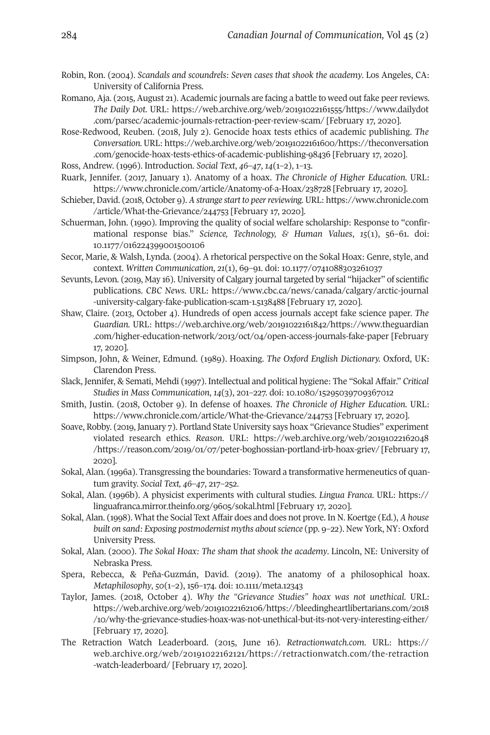Robin, Ron. (2004). *Scandals and scoundrels: Seven cases that shook the academy*. Los Angeles, CA: University of California Press.

Romano, Aja. (2015, August 21). Academic journals are facing a battle to weed out fake peer reviews. *The Daily Dot*. URL: https://web.archive.org/web/20191022161555/https://www.dailydot.com/parsec/academic-journals-retraction-peer-review-scam/ [February 17, 2020].

Rose-Redwood, Reuben. (2018, July 2). Genocide hoax tests ethics of academic publishing. *The Conversation*. URL: https://web.archive.org/web/20191022161600/https://theconversation.com/genocide-hoax-tests-ethics-of-academic-publishing-98436 [February 17, 2020].

Ross, Andrew. (1996). Introduction. *Social Text*, *46–47*, *14*(1–2), 1–13.

Ruark, Jennifer. (2017, January 1). Anatomy of a hoax. *The Chronicle of Higher Education*. URL: https://www.chronicle.com/article/Anatomy-of-a-Hoax/238728 [February 17, 2020].

Schieber, David. (2018, October 9). *A strange start to peer reviewing*. URL: https://www.chronicle.com/article/What-the-Grievance/244753 [February 17, 2020].

Schuerman, John. (1990). Improving the quality of social welfare scholarship: Response to "confirmational response bias." *Science, Technology, & Human Values*, *15*(1), 56–61. doi: 10.1177/016224399001500106

Secor, Marie, & Walsh, Lynda. (2004). A rhetorical perspective on the Sokal Hoax: Genre, style, and context. *Written Communication*, *21*(1), 69–91. doi: 10.1177/0741088303261037

Sevunts, Levon. (2019, May 16). University of Calgary journal targeted by serial "hijacker" of scientific publications. *CBC News*. URL: https://www.cbc.ca/news/canada/calgary/arctic-journal-university-calgary-fake-publication-scam-1.5138488 [February 17, 2020].

Shaw, Claire. (2013, October 4). Hundreds of open access journals accept fake science paper. *The Guardian*. URL: https://web.archive.org/web/20191022161842/https://www.theguardian.com/higher-education-network/2013/oct/04/open-access-journals-fake-paper [February 17, 2020].

Simpson, John, & Weiner, Edmund. (1989). Hoaxing. *The Oxford English Dictionary*. Oxford, UK: Clarendon Press.

Slack, Jennifer, & Semati, Mehdi (1997). Intellectual and political hygiene: The "Sokal Affair." *Critical Studies in Mass Communication*, *14*(3), 201–227. doi: 10.1080/15295039709367012

Smith, Justin. (2018, October 9). In defense of hoaxes. *The Chronicle of Higher Education*. URL: https://www.chronicle.com/article/What-the-Grievance/244753 [February 17, 2020].

Soave, Robby. (2019, January 7). Portland State University says hoax "Grievance Studies" experiment violated research ethics. *Reason*. URL: https://web.archive.org/web/20191022162048/https://reason.com/2019/01/07/peter-boghossian-portland-irb-hoax-griev/ [February 17, 2020].

Sokal, Alan. (1996a). Transgressing the boundaries: Toward a transformative hermeneutics of quantum gravity. *Social Text*, *46–47*, 217–252.

Sokal, Alan. (1996b). A physicist experiments with cultural studies. *Lingua Franca*. URL: https://linguafranca.mirror.theinfo.org/9605/sokal.html [February 17, 2020].

Sokal, Alan. (1998). What the Social Text Affair does and does not prove. In N. Koertge (Ed.), *A house built on sand: Exposing postmodernist myths about science* (pp. 9–22). New York, NY: Oxford University Press.

Sokal, Alan. (2000). *The Sokal Hoax: The sham that shook the academy*. Lincoln, NE: University of Nebraska Press.

Spera, Rebecca, & Peña-Guzmán, David. (2019). The anatomy of a philosophical hoax. *Metaphilosophy*, *50*(1–2), 156–174. doi: 10.1111/meta.12343

Taylor, James. (2018, October 4). *Why the "Grievance Studies" hoax was not unethical*. URL: https://web.archive.org/web/20191022162106/https://bleedingheartlibertarians.com/2018/10/why-the-grievance-studies-hoax-was-not-unethical-but-its-not-very-interesting-either/ [February 17, 2020].

The Retraction Watch Leaderboard. (2015, June 16). *Retractionwatch.com*. URL: https://web.archive.org/web/20191022162121/https://retractionwatch.com/the-retraction-watch-leaderboard/ [February 17, 2020].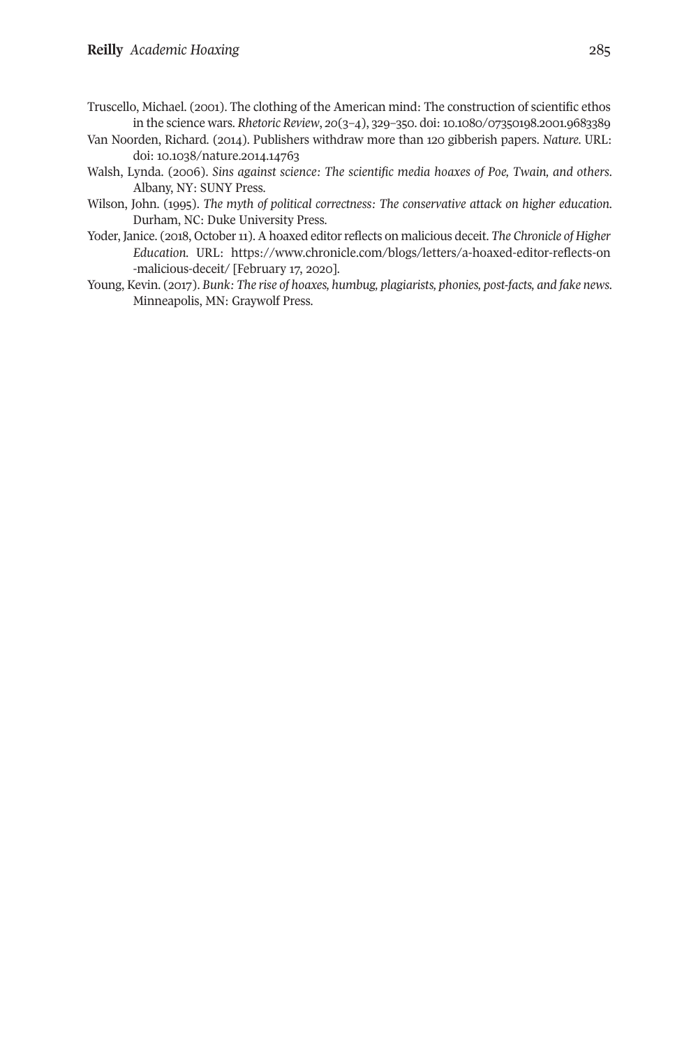Truscello, Michael. (2001). The clothing of the American mind: The construction of scientific ethos in the science wars. *Rhetoric Review*, *20*(3–4), 329–350. doi: 10.1080/07350198.2001.9683389

Van Noorden, Richard. (2014). Publishers withdraw more than 120 gibberish papers. *Nature*. URL: doi: 10.1038/nature.2014.14763

Walsh, Lynda. (2006). *Sins against science: The scientific media hoaxes of Poe, Twain, and others*. Albany, NY: SUNY Press.

Wilson, John. (1995). *The myth of political correctness: The conservative attack on higher education*. Durham, NC: Duke University Press.

Yoder, Janice. (2018, October 11). A hoaxed editor reflects on malicious deceit. *The Chronicle of Higher Education*. URL: https://www.chronicle.com/blogs/letters/a-hoaxed-editor-reflects-on-malicious-deceit/ [February 17, 2020].

Young, Kevin. (2017). *Bunk: The rise of hoaxes, humbug, plagiarists, phonies, post-facts, and fake news*. Minneapolis, MN: Graywolf Press.